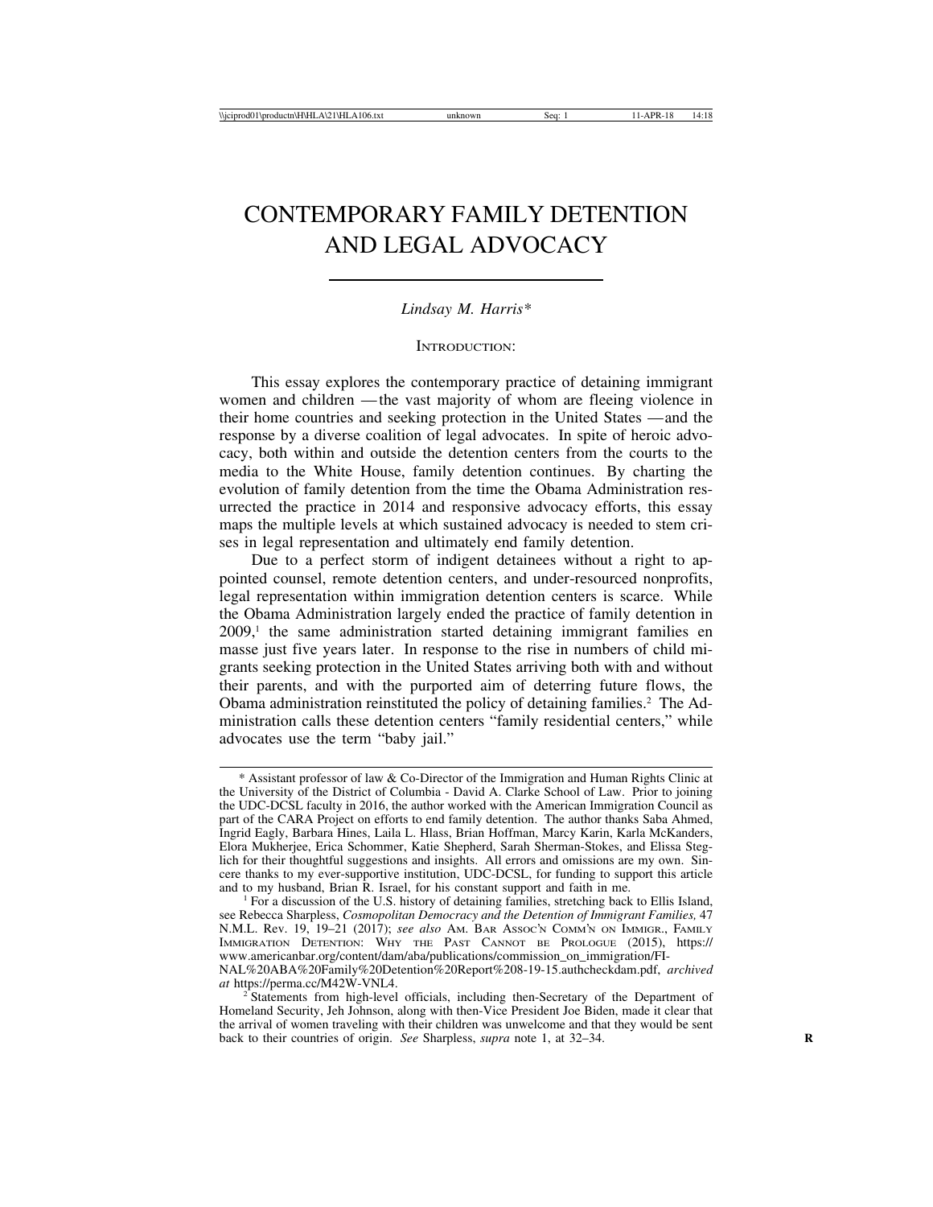# CONTEMPORARY FAMILY DETENTION AND LEGAL ADVOCACY

*Lindsay M. Harris\**

## INTRODUCTION:

This essay explores the contemporary practice of detaining immigrant women and children — the vast majority of whom are fleeing violence in their home countries and seeking protection in the United States — and the response by a diverse coalition of legal advocates. In spite of heroic advocacy, both within and outside the detention centers from the courts to the media to the White House, family detention continues. By charting the evolution of family detention from the time the Obama Administration resurrected the practice in 2014 and responsive advocacy efforts, this essay maps the multiple levels at which sustained advocacy is needed to stem crises in legal representation and ultimately end family detention.

Due to a perfect storm of indigent detainees without a right to appointed counsel, remote detention centers, and under-resourced nonprofits, legal representation within immigration detention centers is scarce. While the Obama Administration largely ended the practice of family detention in 2009,[1] the same administration started detaining immigrant families en masse just five years later. In response to the rise in numbers of child migrants seeking protection in the United States arriving both with and without their parents, and with the purported aim of deterring future flows, the Obama administration reinstituted the policy of detaining families.[2] The Administration calls these detention centers "family residential centers," while advocates use the term "baby jail."

---

\* Assistant professor of law & Co-Director of the Immigration and Human Rights Clinic at the University of the District of Columbia - David A. Clarke School of Law. Prior to joining the UDC-DCSL faculty in 2016, the author worked with the American Immigration Council as part of the CARA Project on efforts to end family detention. The author thanks Saba Ahmed, Ingrid Eagly, Barbara Hines, Laila L. Hlass, Brian Hoffman, Marcy Karin, Karla McKanders, Elora Mukherjee, Erica Schommer, Katie Shepherd, Sarah Sherman-Stokes, and Elissa Steglich for their thoughtful suggestions and insights. All errors and omissions are my own. Sincere thanks to my ever-supportive institution, UDC-DCSL, for funding to support this article and to my husband, Brian R. Israel, for his constant support and faith in me.

[1] For a discussion of the U.S. history of detaining families, stretching back to Ellis Island, see Rebecca Sharpless, *Cosmopolitan Democracy and the Detention of Immigrant Families,* 47 N.M.L. Rev. 19, 19–21 (2017); *see also* Am. Bar Assoc'n Comm'n on Immigr., Family Immigration Detention: Why the Past Cannot be Prologue (2015), https://www.americanbar.org/content/dam/aba/publications/commission_on_immigration/FINAL%20ABA%20Family%20Detention%20Report%208-19-15.authcheckdam.pdf, *archived at* https://perma.cc/M42W-VNL4.

[2] Statements from high-level officials, including then-Secretary of the Department of Homeland Security, Jeh Johnson, along with then-Vice President Joe Biden, made it clear that the arrival of women traveling with their children was unwelcome and that they would be sent back to their countries of origin. *See* Sharpless, *supra* note 1, at 32–34.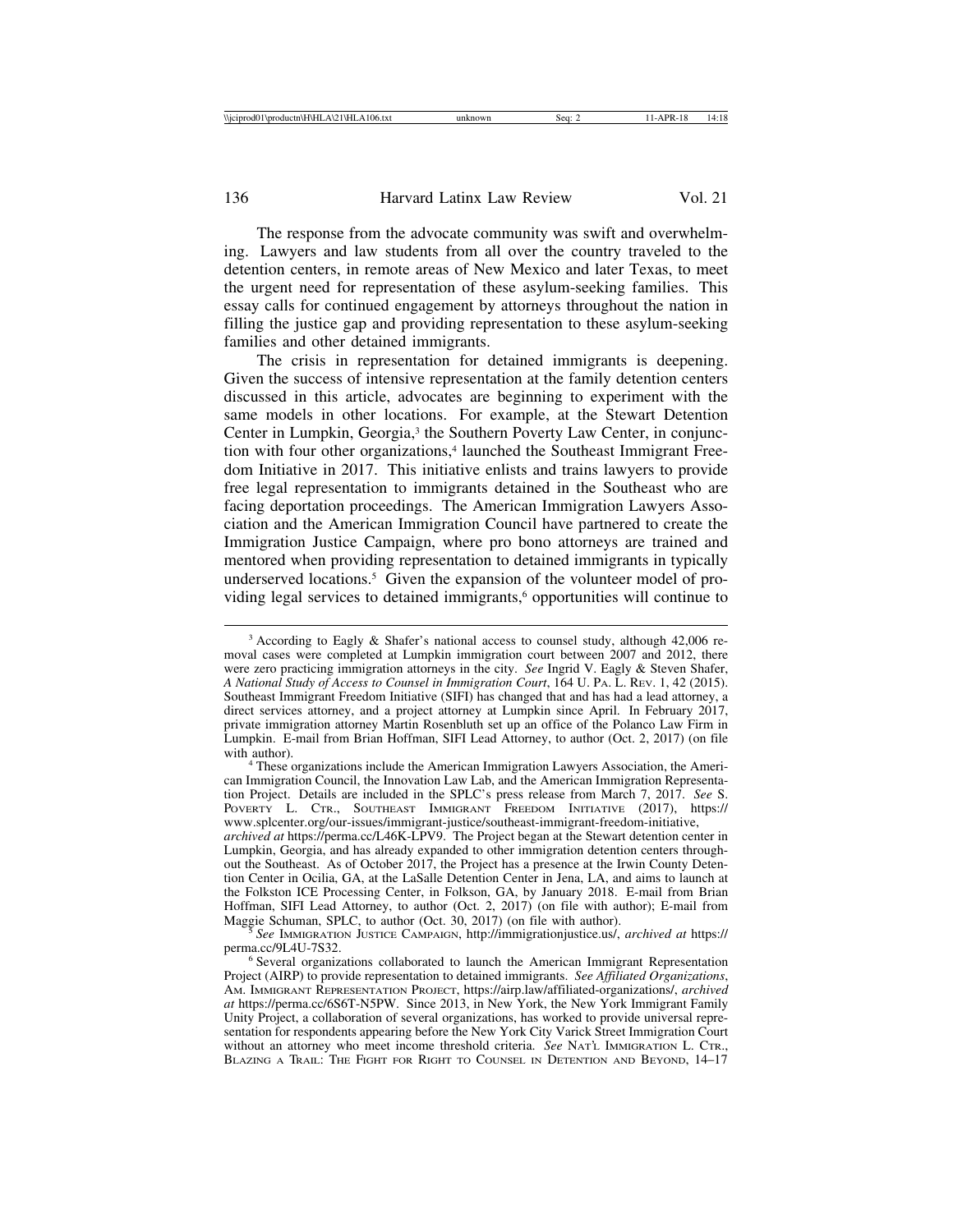The response from the advocate community was swift and overwhelming. Lawyers and law students from all over the country traveled to the detention centers, in remote areas of New Mexico and later Texas, to meet the urgent need for representation of these asylum-seeking families. This essay calls for continued engagement by attorneys throughout the nation in filling the justice gap and providing representation to these asylum-seeking families and other detained immigrants.

The crisis in representation for detained immigrants is deepening. Given the success of intensive representation at the family detention centers discussed in this article, advocates are beginning to experiment with the same models in other locations. For example, at the Stewart Detention Center in Lumpkin, Georgia,[3] the Southern Poverty Law Center, in conjunction with four other organizations,[4] launched the Southeast Immigrant Freedom Initiative in 2017. This initiative enlists and trains lawyers to provide free legal representation to immigrants detained in the Southeast who are facing deportation proceedings. The American Immigration Lawyers Association and the American Immigration Council have partnered to create the Immigration Justice Campaign, where pro bono attorneys are trained and mentored when providing representation to detained immigrants in typically underserved locations.[5] Given the expansion of the volunteer model of providing legal services to detained immigrants,[6] opportunities will continue to

---

[3] According to Eagly & Shafer's national access to counsel study, although 42,006 removal cases were completed at Lumpkin immigration court between 2007 and 2012, there were zero practicing immigration attorneys in the city. *See* Ingrid V. Eagly & Steven Shafer, *A National Study of Access to Counsel in Immigration Court*, 164 U. PA. L. REV. 1, 42 (2015). Southeast Immigrant Freedom Initiative (SIFI) has changed that and has had a lead attorney, a direct services attorney, and a project attorney at Lumpkin since April. In February 2017, private immigration attorney Martin Rosenbluth set up an office of the Polanco Law Firm in Lumpkin. E-mail from Brian Hoffman, SIFI Lead Attorney, to author (Oct. 2, 2017) (on file with author).

[4] These organizations include the American Immigration Lawyers Association, the American Immigration Council, the Innovation Law Lab, and the American Immigration Representation Project. Details are included in the SPLC's press release from March 7, 2017. *See* S. POVERTY L. CTR., SOUTHEAST IMMIGRANT FREEDOM INITIATIVE (2017), https://www.splcenter.org/our-issues/immigrant-justice/southeast-immigrant-freedom-initiative, *archived at* https://perma.cc/L46K-LPV9. The Project began at the Stewart detention center in Lumpkin, Georgia, and has already expanded to other immigration detention centers throughout the Southeast. As of October 2017, the Project has a presence at the Irwin County Detention Center in Ocilia, GA, at the LaSalle Detention Center in Jena, LA, and aims to launch at the Folkston ICE Processing Center, in Folkson, GA, by January 2018. E-mail from Brian Hoffman, SIFI Lead Attorney, to author (Oct. 2, 2017) (on file with author); E-mail from Maggie Schuman, SPLC, to author (Oct. 30, 2017) (on file with author).

[5] *See* IMMIGRATION JUSTICE CAMPAIGN, http://immigrationjustice.us/, *archived at* https://perma.cc/9L4U-7S32.

[6] Several organizations collaborated to launch the American Immigrant Representation Project (AIRP) to provide representation to detained immigrants. *See Affiliated Organizations*, AM. IMMIGRANT REPRESENTATION PROJECT, https://airp.law/affiliated-organizations/, *archived at* https://perma.cc/6S6T-N5PW. Since 2013, in New York, the New York Immigrant Family Unity Project, a collaboration of several organizations, has worked to provide universal representation for respondents appearing before the New York City Varick Street Immigration Court without an attorney who meet income threshold criteria. *See* NAT'L IMMIGRATION L. CTR., BLAZING A TRAIL: THE FIGHT FOR RIGHT TO COUNSEL IN DETENTION AND BEYOND, 14–17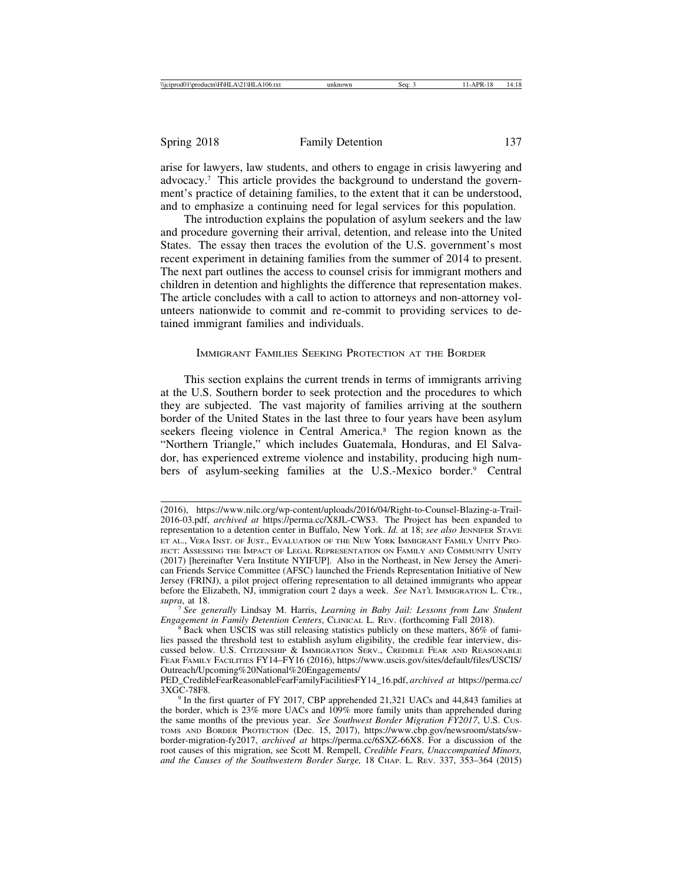arise for lawyers, law students, and others to engage in crisis lawyering and advocacy.[7] This article provides the background to understand the government's practice of detaining families, to the extent that it can be understood, and to emphasize a continuing need for legal services for this population.

The introduction explains the population of asylum seekers and the law and procedure governing their arrival, detention, and release into the United States. The essay then traces the evolution of the U.S. government's most recent experiment in detaining families from the summer of 2014 to present. The next part outlines the access to counsel crisis for immigrant mothers and children in detention and highlights the difference that representation makes. The article concludes with a call to action to attorneys and non-attorney volunteers nationwide to commit and re-commit to providing services to detained immigrant families and individuals.

## Immigrant Families Seeking Protection at the Border

This section explains the current trends in terms of immigrants arriving at the U.S. Southern border to seek protection and the procedures to which they are subjected. The vast majority of families arriving at the southern border of the United States in the last three to four years have been asylum seekers fleeing violence in Central America.[8] The region known as the "Northern Triangle," which includes Guatemala, Honduras, and El Salvador, has experienced extreme violence and instability, producing high numbers of asylum-seeking families at the U.S.-Mexico border.[9] Central

---

(2016), https://www.nilc.org/wp-content/uploads/2016/04/Right-to-Counsel-Blazing-a-Trail-2016-03.pdf, *archived at* https://perma.cc/X8JL-CWS3. The Project has been expanded to representation to a detention center in Buffalo, New York. *Id.* at 18; *see also* Jennifer Stave et al., Vera Inst. of Just., Evaluation of the New York Immigrant Family Unity Project: Assessing the Impact of Legal Representation on Family and Community Unity (2017) [hereinafter Vera Institute NYIFUP]. Also in the Northeast, in New Jersey the American Friends Service Committee (AFSC) launched the Friends Representation Initiative of New Jersey (FRINJ), a pilot project offering representation to all detained immigrants who appear before the Elizabeth, NJ, immigration court 2 days a week. *See* Nat'l Immigration L. Ctr., *supra*, at 18.

[7] *See generally* Lindsay M. Harris, *Learning in Baby Jail: Lessons from Law Student Engagement in Family Detention Centers*, Clinical L. Rev. (forthcoming Fall 2018).

[8] Back when USCIS was still releasing statistics publicly on these matters, 86% of families passed the threshold test to establish asylum eligibility, the credible fear interview, discussed below. U.S. Citizenship & Immigration Serv., Credible Fear and Reasonable Fear Family Facilities FY14–FY16 (2016), https://www.uscis.gov/sites/default/files/USCIS/Outreach/Upcoming%20National%20Engagements/PED_CredibleFearReasonableFearFamilyFacilitiesFY14_16.pdf, *archived at* https://perma.cc/3XGC-78F8.

[9] In the first quarter of FY 2017, CBP apprehended 21,321 UACs and 44,843 families at the border, which is 23% more UACs and 109% more family units than apprehended during the same months of the previous year. *See Southwest Border Migration FY2017*, U.S. Customs and Border Protection (Dec. 15, 2017), https://www.cbp.gov/newsroom/stats/sw-border-migration-fy2017, *archived at* https://perma.cc/6SXZ-66X8. For a discussion of the root causes of this migration, see Scott M. Rempell, *Credible Fears, Unaccompanied Minors, and the Causes of the Southwestern Border Surge,* 18 Chap. L. Rev. 337, 353–364 (2015)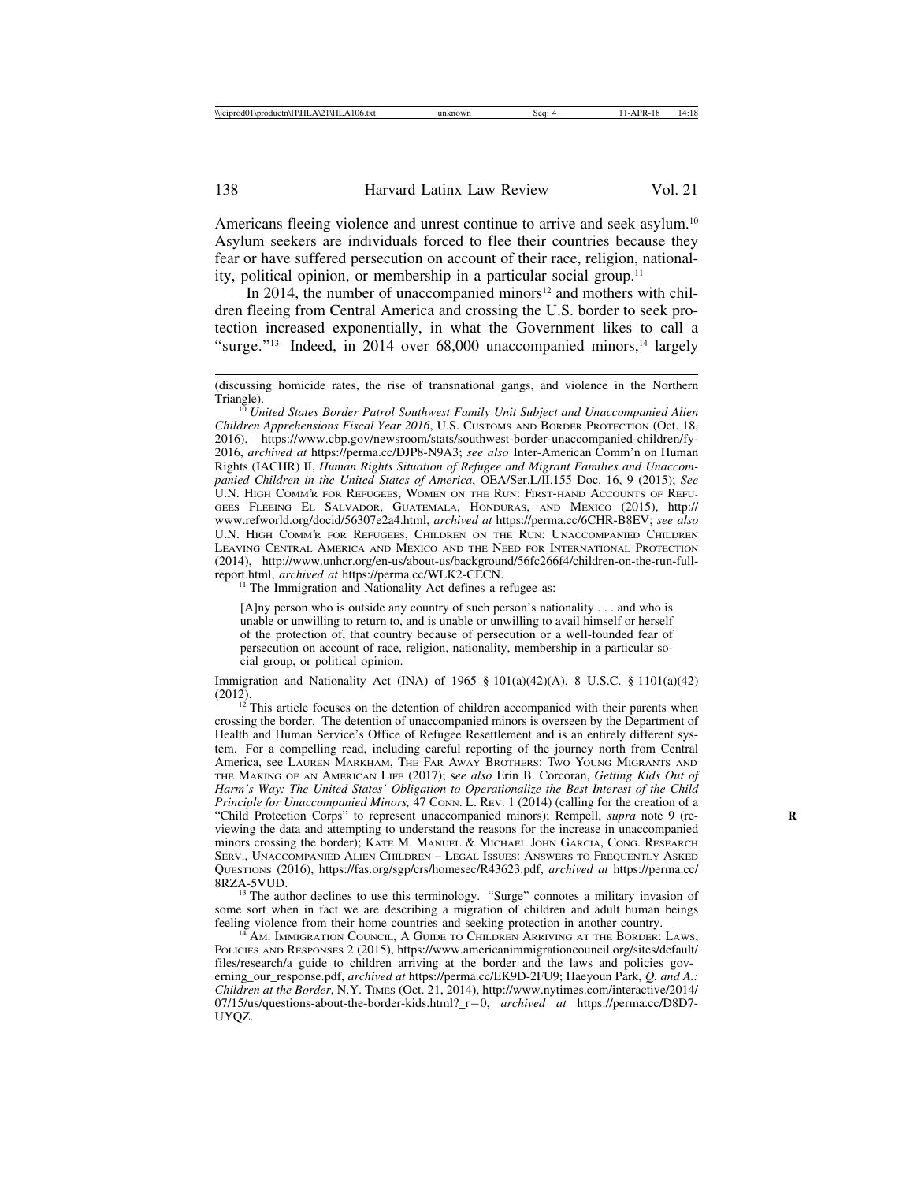Americans fleeing violence and unrest continue to arrive and seek asylum.[10] Asylum seekers are individuals forced to flee their countries because they fear or have suffered persecution on account of their race, religion, nationality, political opinion, or membership in a particular social group.[11]

In 2014, the number of unaccompanied minors[12] and mothers with children fleeing from Central America and crossing the U.S. border to seek protection increased exponentially, in what the Government likes to call a "surge."[13] Indeed, in 2014 over 68,000 unaccompanied minors,[14] largely

---

(discussing homicide rates, the rise of transnational gangs, and violence in the Northern Triangle).

[10] *United States Border Patrol Southwest Family Unit Subject and Unaccompanied Alien Children Apprehensions Fiscal Year 2016*, U.S. Customs and Border Protection (Oct. 18, 2016), https://www.cbp.gov/newsroom/stats/southwest-border-unaccompanied-children/fy-2016, *archived at* https://perma.cc/DJP8-N9A3; *see also* Inter-American Comm'n on Human Rights (IACHR) II, *Human Rights Situation of Refugee and Migrant Families and Unaccompanied Children in the United States of America*, OEA/Ser.L/II.155 Doc. 16, 9 (2015); *See* U.N. High Comm'r for Refugees, Women on the Run: First-hand Accounts of Refugees Fleeing El Salvador, Guatemala, Honduras, and Mexico (2015), http://www.refworld.org/docid/56307e2a4.html, *archived at* https://perma.cc/6CHR-B8EV; *see also* U.N. High Comm'r for Refugees, Children on the Run: Unaccompanied Children Leaving Central America and Mexico and the Need for International Protection (2014), http://www.unhcr.org/en-us/about-us/background/56fc266f4/children-on-the-run-full-report.html, *archived at* https://perma.cc/WLK2-CECN.

[11] The Immigration and Nationality Act defines a refugee as:

> [A]ny person who is outside any country of such person's nationality . . . and who is unable or unwilling to return to, and is unable or unwilling to avail himself or herself of the protection of, that country because of persecution or a well-founded fear of persecution on account of race, religion, nationality, membership in a particular social group, or political opinion.

Immigration and Nationality Act (INA) of 1965 § 101(a)(42)(A), 8 U.S.C. § 1101(a)(42) (2012).

[12] This article focuses on the detention of children accompanied with their parents when crossing the border. The detention of unaccompanied minors is overseen by the Department of Health and Human Service's Office of Refugee Resettlement and is an entirely different system. For a compelling read, including careful reporting of the journey north from Central America, see Lauren Markham, The Far Away Brothers: Two Young Migrants and the Making of an American Life (2017); s*ee also* Erin B. Corcoran, *Getting Kids Out of Harm's Way: The United States' Obligation to Operationalize the Best Interest of the Child Principle for Unaccompanied Minors,* 47 Conn. L. Rev. 1 (2014) (calling for the creation of a "Child Protection Corps" to represent unaccompanied minors); Rempell, *supra* note 9 (reviewing the data and attempting to understand the reasons for the increase in unaccompanied minors crossing the border); Kate M. Manuel & Michael John Garcia, Cong. Research Serv., Unaccompanied Alien Children – Legal Issues: Answers to Frequently Asked Questions (2016), https://fas.org/sgp/crs/homesec/R43623.pdf, *archived at* https://perma.cc/8RZA-5VUD.

[13] The author declines to use this terminology. "Surge" connotes a military invasion of some sort when in fact we are describing a migration of children and adult human beings feeling violence from their home countries and seeking protection in another country.

[14] Am. Immigration Council, A Guide to Children Arriving at the Border: Laws, Policies and Responses 2 (2015), https://www.americanimmigrationcouncil.org/sites/default/files/research/a_guide_to_children_arriving_at_the_border_and_the_laws_and_policies_governing_our_response.pdf, *archived at* https://perma.cc/EK9D-2FU9; Haeyoun Park, *Q. and A.: Children at the Border*, N.Y. Times (Oct. 21, 2014), http://www.nytimes.com/interactive/2014/07/15/us/questions-about-the-border-kids.html?_r=0, *archived at* https://perma.cc/D8D7-UYQZ.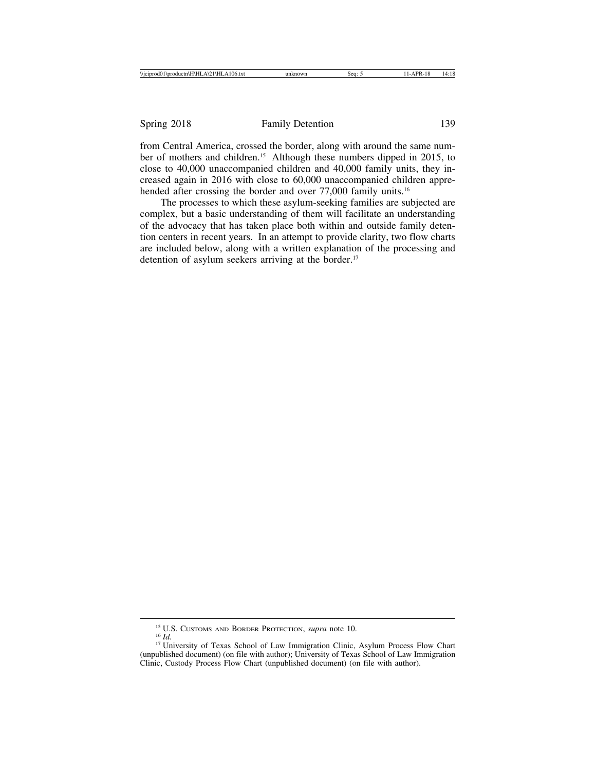from Central America, crossed the border, along with around the same number of mothers and children.[15] Although these numbers dipped in 2015, to close to 40,000 unaccompanied children and 40,000 family units, they increased again in 2016 with close to 60,000 unaccompanied children apprehended after crossing the border and over 77,000 family units.[16]

The processes to which these asylum-seeking families are subjected are complex, but a basic understanding of them will facilitate an understanding of the advocacy that has taken place both within and outside family detention centers in recent years. In an attempt to provide clarity, two flow charts are included below, along with a written explanation of the processing and detention of asylum seekers arriving at the border.[17]

---

[15] U.S. Customs and Border Protection, *supra* note 10.

[16] *Id.*

[17] University of Texas School of Law Immigration Clinic, Asylum Process Flow Chart (unpublished document) (on file with author); University of Texas School of Law Immigration Clinic, Custody Process Flow Chart (unpublished document) (on file with author).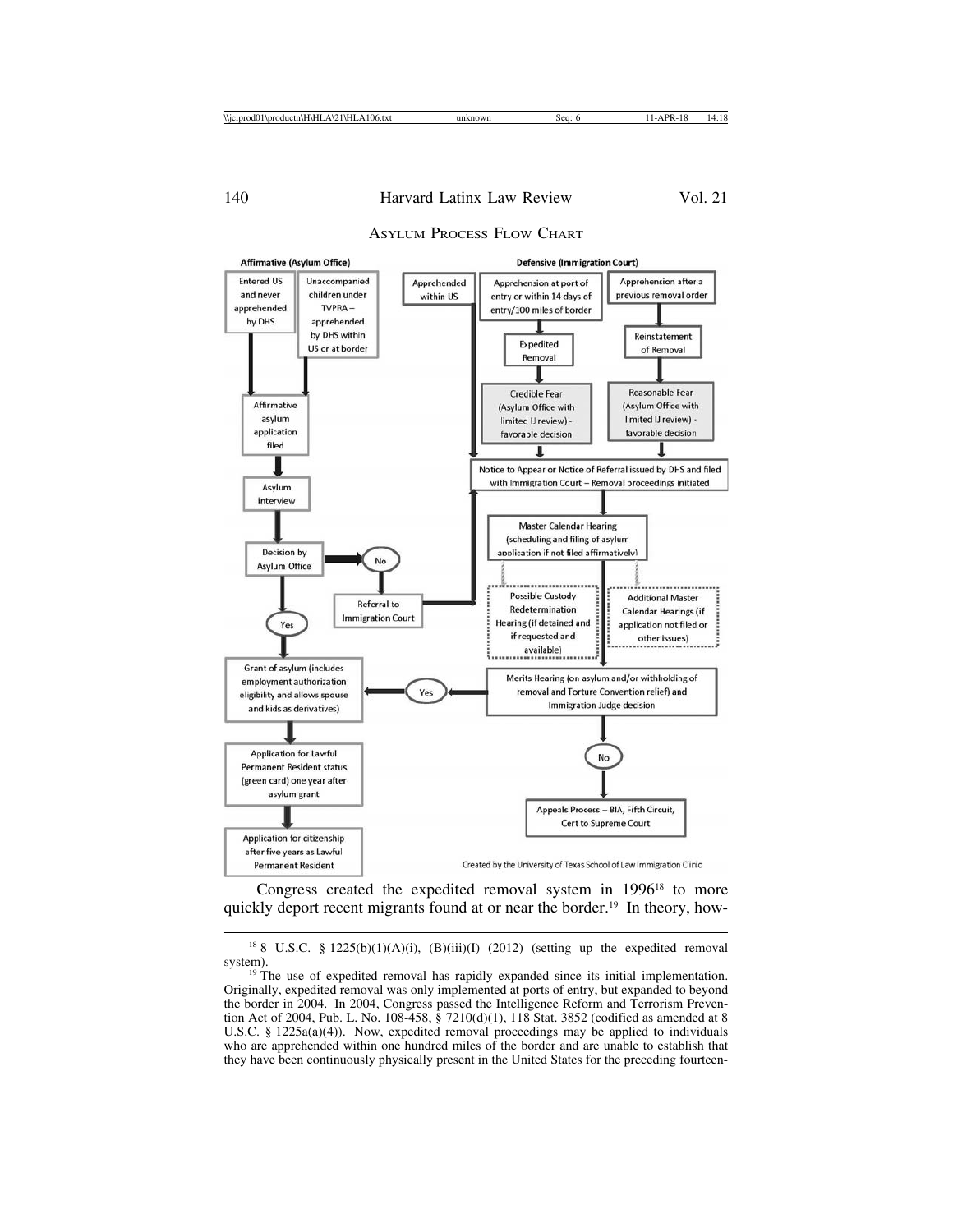ASYLUM PROCESS FLOW CHART

**Affirmative (Asylum Office)**

- Entered US and never apprehended by DHS
- Unaccompanied children under TVPRA – apprehended by DHS within US or at border
- → Affirmative asylum application filed
- → Asylum interview
- → Decision by Asylum Office
  - No → Referral to Immigration Court
  - Yes → Grant of asylum (includes employment authorization eligibility and allows spouse and kids as derivatives)
- → Application for Lawful Permanent Resident status (green card) one year after asylum grant
- → Application for citizenship after five years as Lawful Permanent Resident

**Defensive (Immigration Court)**

- Apprehended within US
- Apprehension at port of entry or within 14 days of entry/100 miles of border → Expedited Removal → Credible Fear (Asylum Office with limited IJ review) - favorable decision
- Apprehension after a previous removal order → Reinstatement of Removal → Reasonable Fear (Asylum Office with limited IJ review) - favorable decision
- → Notice to Appear or Notice of Referral issued by DHS and filed with Immigration Court – Removal proceedings initiated
- → Master Calendar Hearing (scheduling and filing of asylum application if not filed affirmatively)
  - Possible Custody Redetermination Hearing (if detained and if requested and available)
  - Additional Master Calendar Hearings (if application not filed or other issues)
- → Merits Hearing (on asylum and/or withholding of removal and Torture Convention relief) and Immigration Judge decision
  - Yes → Grant of asylum
  - No → Appeals Process – BIA, Fifth Circuit, Cert to Supreme Court

Created by the University of Texas School of Law Immigration Clinic

Congress created the expedited removal system in 1996[18] to more quickly deport recent migrants found at or near the border.[19] In theory, how-

[18] 8 U.S.C. § 1225(b)(1)(A)(i), (B)(iii)(I) (2012) (setting up the expedited removal system).

[19] The use of expedited removal has rapidly expanded since its initial implementation. Originally, expedited removal was only implemented at ports of entry, but expanded to beyond the border in 2004. In 2004, Congress passed the Intelligence Reform and Terrorism Prevention Act of 2004, Pub. L. No. 108-458, § 7210(d)(1), 118 Stat. 3852 (codified as amended at 8 U.S.C. § 1225a(a)(4)). Now, expedited removal proceedings may be applied to individuals who are apprehended within one hundred miles of the border and are unable to establish that they have been continuously physically present in the United States for the preceding fourteen-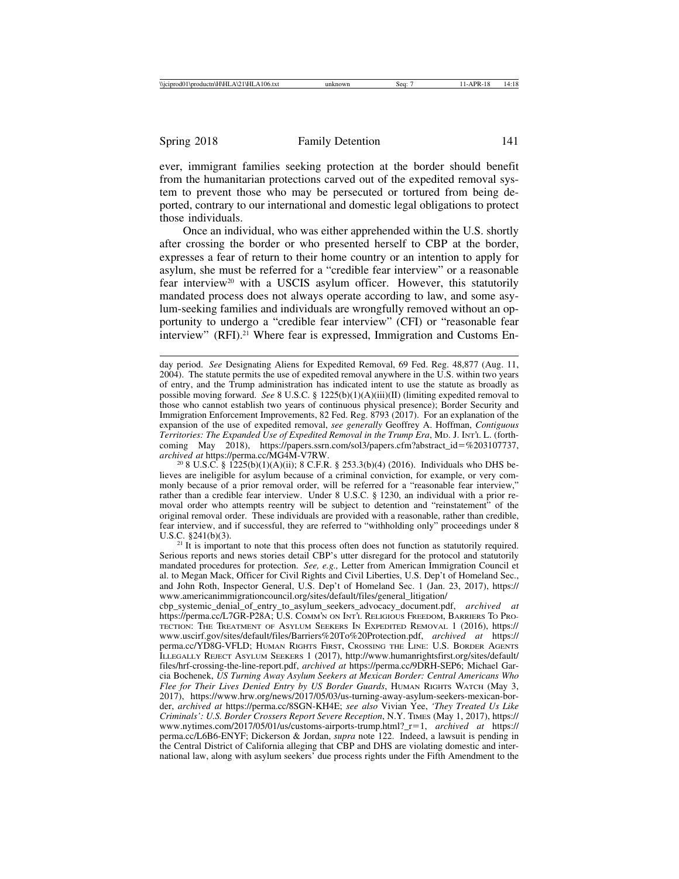ever, immigrant families seeking protection at the border should benefit from the humanitarian protections carved out of the expedited removal system to prevent those who may be persecuted or tortured from being deported, contrary to our international and domestic legal obligations to protect those individuals.

Once an individual, who was either apprehended within the U.S. shortly after crossing the border or who presented herself to CBP at the border, expresses a fear of return to their home country or an intention to apply for asylum, she must be referred for a "credible fear interview" or a reasonable fear interview[20] with a USCIS asylum officer. However, this statutorily mandated process does not always operate according to law, and some asylum-seeking families and individuals are wrongfully removed without an opportunity to undergo a "credible fear interview" (CFI) or "reasonable fear interview" (RFI).[21] Where fear is expressed, Immigration and Customs En-

---

day period. *See* Designating Aliens for Expedited Removal, 69 Fed. Reg. 48,877 (Aug. 11, 2004). The statute permits the use of expedited removal anywhere in the U.S. within two years of entry, and the Trump administration has indicated intent to use the statute as broadly as possible moving forward. *See* 8 U.S.C. § 1225(b)(1)(A)(iii)(II) (limiting expedited removal to those who cannot establish two years of continuous physical presence); Border Security and Immigration Enforcement Improvements, 82 Fed. Reg. 8793 (2017). For an explanation of the expansion of the use of expedited removal, *see generally* Geoffrey A. Hoffman, *Contiguous Territories: The Expanded Use of Expedited Removal in the Trump Era*, MD. J. INT'L L. (forthcoming May 2018), https://papers.ssrn.com/sol3/papers.cfm?abstract_id=%203107737, *archived at* https://perma.cc/MG4M-V7RW.

[20] 8 U.S.C. § 1225(b)(1)(A)(ii); 8 C.F.R. § 253.3(b)(4) (2016). Individuals who DHS believes are ineligible for asylum because of a criminal conviction, for example, or very commonly because of a prior removal order, will be referred for a "reasonable fear interview," rather than a credible fear interview. Under 8 U.S.C. § 1230, an individual with a prior removal order who attempts reentry will be subject to detention and "reinstatement" of the original removal order. These individuals are provided with a reasonable, rather than credible, fear interview, and if successful, they are referred to "withholding only" proceedings under 8 U.S.C. §241(b)(3).

[21] It is important to note that this process often does not function as statutorily required. Serious reports and news stories detail CBP's utter disregard for the protocol and statutorily mandated procedures for protection. *See, e.g.,* Letter from American Immigration Council et al. to Megan Mack, Officer for Civil Rights and Civil Liberties, U.S. Dep't of Homeland Sec., and John Roth, Inspector General, U.S. Dep't of Homeland Sec. 1 (Jan. 23, 2017), https://www.americanimmigrationcouncil.org/sites/default/files/general_litigation/cbp_systemic_denial_of_entry_to_asylum_seekers_advocacy_document.pdf, *archived at* https://perma.cc/L7GR-P28A; U.S. COMM'N ON INT'L RELIGIOUS FREEDOM, BARRIERS TO PROTECTION: THE TREATMENT OF ASYLUM SEEKERS IN EXPEDITED REMOVAL 1 (2016), https://www.uscirf.gov/sites/default/files/Barriers%20To%20Protection.pdf, *archived at* https://perma.cc/YD8G-VFLD; HUMAN RIGHTS FIRST, CROSSING THE LINE: U.S. BORDER AGENTS ILLEGALLY REJECT ASYLUM SEEKERS 1 (2017), http://www.humanrightsfirst.org/sites/default/files/hrf-crossing-the-line-report.pdf, *archived at* https://perma.cc/9DRH-SEP6; Michael Garcia Bochenek, *US Turning Away Asylum Seekers at Mexican Border: Central Americans Who Flee for Their Lives Denied Entry by US Border Guards*, HUMAN RIGHTS WATCH (May 3, 2017), https://www.hrw.org/news/2017/05/03/us-turning-away-asylum-seekers-mexican-border, *archived at* https://perma.cc/8SGN-KH4E; *see also* Vivian Yee, *'They Treated Us Like Criminals': U.S. Border Crossers Report Severe Reception*, N.Y. TIMES (May 1, 2017), https://www.nytimes.com/2017/05/01/us/customs-airports-trump.html?_r=1, *archived at* https://perma.cc/L6B6-ENYF; Dickerson & Jordan, *supra* note 122. Indeed, a lawsuit is pending in the Central District of California alleging that CBP and DHS are violating domestic and international law, along with asylum seekers' due process rights under the Fifth Amendment to the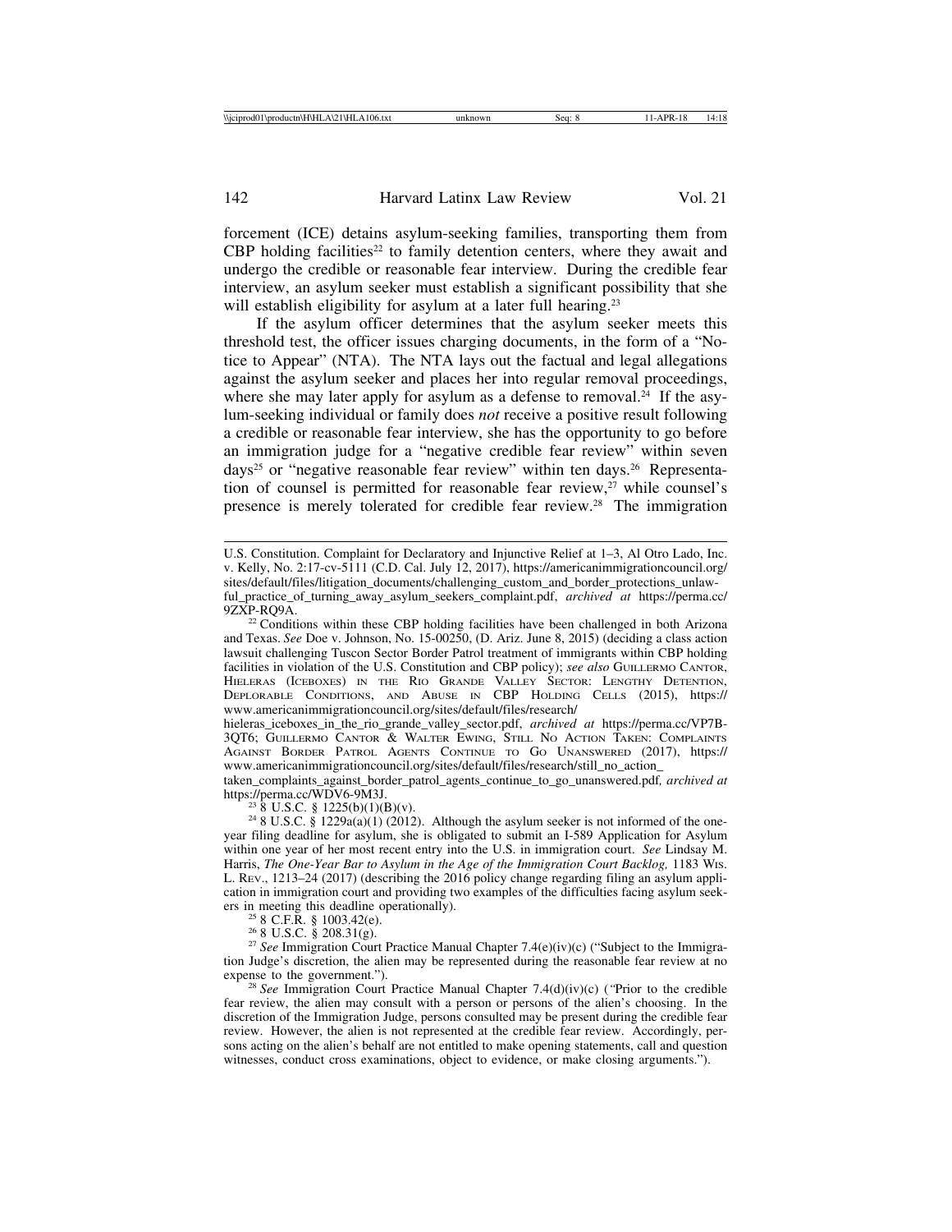forcement (ICE) detains asylum-seeking families, transporting them from CBP holding facilities[22] to family detention centers, where they await and undergo the credible or reasonable fear interview. During the credible fear interview, an asylum seeker must establish a significant possibility that she will establish eligibility for asylum at a later full hearing.[23]

If the asylum officer determines that the asylum seeker meets this threshold test, the officer issues charging documents, in the form of a "Notice to Appear" (NTA). The NTA lays out the factual and legal allegations against the asylum seeker and places her into regular removal proceedings, where she may later apply for asylum as a defense to removal.[24] If the asylum-seeking individual or family does *not* receive a positive result following a credible or reasonable fear interview, she has the opportunity to go before an immigration judge for a "negative credible fear review" within seven days[25] or "negative reasonable fear review" within ten days.[26] Representation of counsel is permitted for reasonable fear review,[27] while counsel's presence is merely tolerated for credible fear review.[28] The immigration

---

U.S. Constitution. Complaint for Declaratory and Injunctive Relief at 1–3, Al Otro Lado, Inc. v. Kelly, No. 2:17-cv-5111 (C.D. Cal. July 12, 2017), https://americanimmigrationcouncil.org/sites/default/files/litigation_documents/challenging_custom_and_border_protections_unlawful_practice_of_turning_away_asylum_seekers_complaint.pdf, *archived at* https://perma.cc/9ZXP-RQ9A.

[22] Conditions within these CBP holding facilities have been challenged in both Arizona and Texas. *See* Doe v. Johnson, No. 15-00250, (D. Ariz. June 8, 2015) (deciding a class action lawsuit challenging Tuscon Sector Border Patrol treatment of immigrants within CBP holding facilities in violation of the U.S. Constitution and CBP policy); *see also* Guillermo Cantor, Hieleras (Iceboxes) in the Rio Grande Valley Sector: Lengthy Detention, Deplorable Conditions, and Abuse in CBP Holding Cells (2015), https://www.americanimmigrationcouncil.org/sites/default/files/research/hieleras_iceboxes_in_the_rio_grande_valley_sector.pdf, *archived at* https://perma.cc/VP7B-3QT6; Guillermo Cantor & Walter Ewing, Still No Action Taken: Complaints Against Border Patrol Agents Continue to Go Unanswered (2017), https://www.americanimmigrationcouncil.org/sites/default/files/research/still_no_action_taken_complaints_against_border_patrol_agents_continue_to_go_unanswered.pdf, *archived at* https://perma.cc/WDV6-9M3J.

[23] 8 U.S.C. § 1225(b)(1)(B)(v).

[24] 8 U.S.C. § 1229a(a)(1) (2012). Although the asylum seeker is not informed of the one-year filing deadline for asylum, she is obligated to submit an I-589 Application for Asylum within one year of her most recent entry into the U.S. in immigration court. *See* Lindsay M. Harris, *The One-Year Bar to Asylum in the Age of the Immigration Court Backlog,* 1183 Wis. L. Rev., 1213–24 (2017) (describing the 2016 policy change regarding filing an asylum application in immigration court and providing two examples of the difficulties facing asylum seekers in meeting this deadline operationally).

[25] 8 C.F.R. § 1003.42(e).

[26] 8 U.S.C. § 208.31(g).

[27] *See* Immigration Court Practice Manual Chapter 7.4(e)(iv)(c) ("Subject to the Immigration Judge's discretion, the alien may be represented during the reasonable fear review at no expense to the government.").

[28] *See* Immigration Court Practice Manual Chapter 7.4(d)(iv)(c) ("Prior to the credible fear review, the alien may consult with a person or persons of the alien's choosing. In the discretion of the Immigration Judge, persons consulted may be present during the credible fear review. However, the alien is not represented at the credible fear review. Accordingly, persons acting on the alien's behalf are not entitled to make opening statements, call and question witnesses, conduct cross examinations, object to evidence, or make closing arguments.").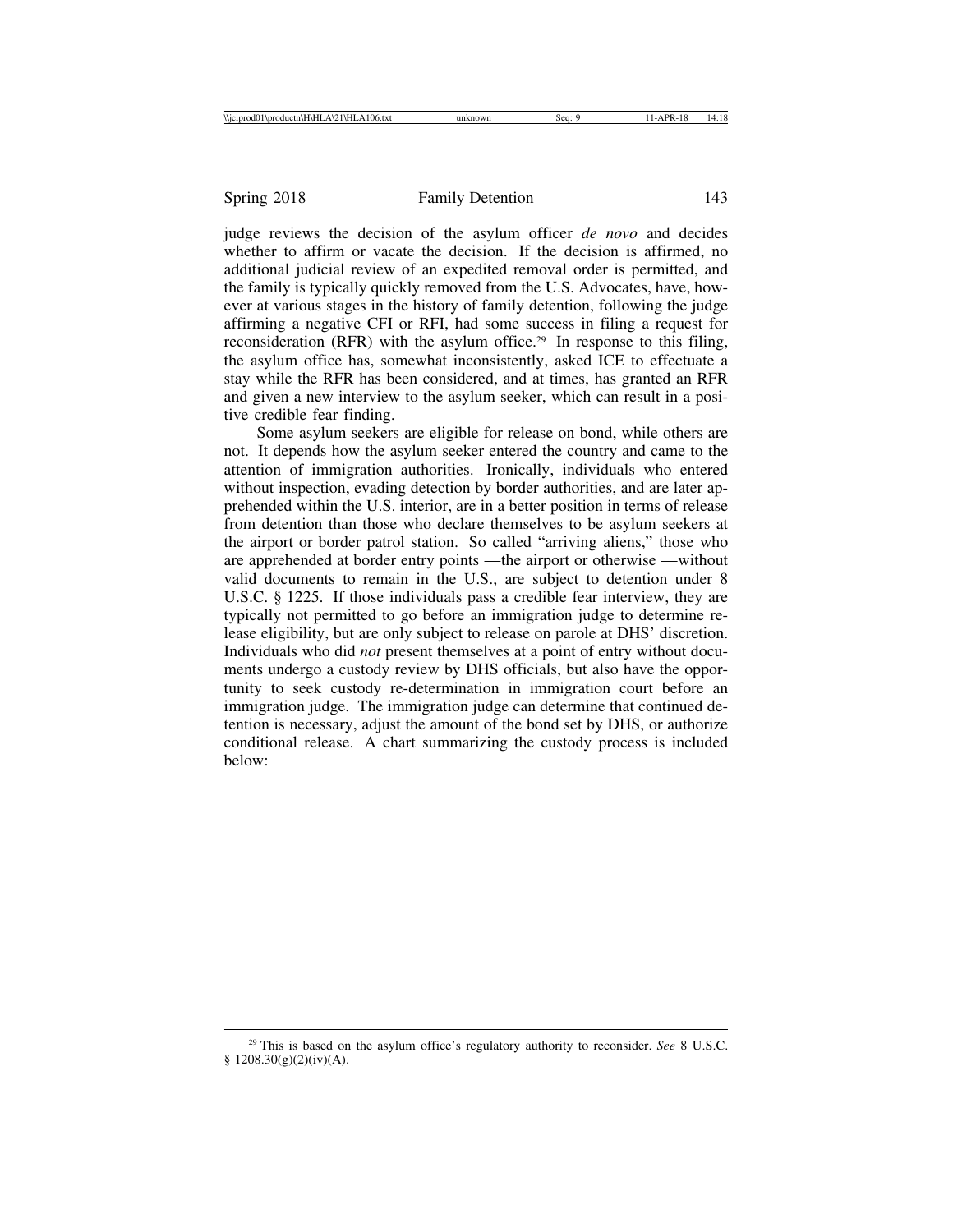judge reviews the decision of the asylum officer *de novo* and decides whether to affirm or vacate the decision. If the decision is affirmed, no additional judicial review of an expedited removal order is permitted, and the family is typically quickly removed from the U.S. Advocates, have, however at various stages in the history of family detention, following the judge affirming a negative CFI or RFI, had some success in filing a request for reconsideration (RFR) with the asylum office.[29] In response to this filing, the asylum office has, somewhat inconsistently, asked ICE to effectuate a stay while the RFR has been considered, and at times, has granted an RFR and given a new interview to the asylum seeker, which can result in a positive credible fear finding.

Some asylum seekers are eligible for release on bond, while others are not. It depends how the asylum seeker entered the country and came to the attention of immigration authorities. Ironically, individuals who entered without inspection, evading detection by border authorities, and are later apprehended within the U.S. interior, are in a better position in terms of release from detention than those who declare themselves to be asylum seekers at the airport or border patrol station. So called "arriving aliens," those who are apprehended at border entry points —the airport or otherwise —without valid documents to remain in the U.S., are subject to detention under 8 U.S.C. § 1225. If those individuals pass a credible fear interview, they are typically not permitted to go before an immigration judge to determine release eligibility, but are only subject to release on parole at DHS' discretion. Individuals who did *not* present themselves at a point of entry without documents undergo a custody review by DHS officials, but also have the opportunity to seek custody re-determination in immigration court before an immigration judge. The immigration judge can determine that continued detention is necessary, adjust the amount of the bond set by DHS, or authorize conditional release. A chart summarizing the custody process is included below:

[29] This is based on the asylum office's regulatory authority to reconsider. *See* 8 U.S.C. § 1208.30(g)(2)(iv)(A).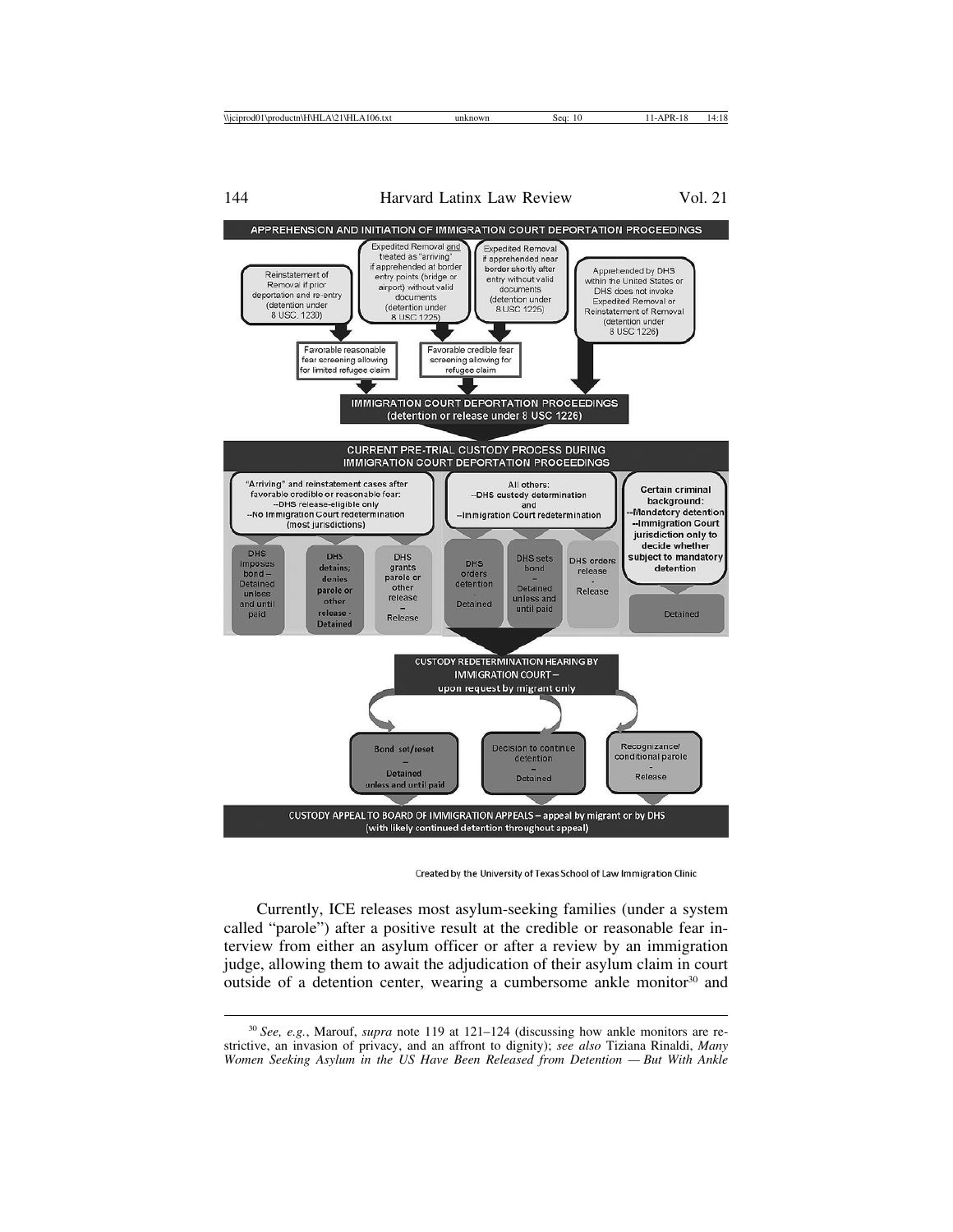**APPREHENSION AND INITIATION OF IMMIGRATION COURT DEPORTATION PROCEEDINGS**

- Reinstatement of Removal if prior deportation and re-entry (detention under 8 USC 1230)
- Expedited Removal and treated as "arriving" if apprehended at border entry points (bridge or airport) without valid documents (detention under 8 USC 1225)
- Expedited Removal if apprehended near border shortly after entry without valid documents (detention under 8 USC 1225)
- Apprehended by DHS within the United States or DHS does not invoke Expedited Removal or Reinstatement of Removal (detention under 8 USC 1226)

Favorable reasonable fear screening allowing for limited refugee claim

Favorable credible fear screening allowing for refugee claim

**IMMIGRATION COURT DEPORTATION PROCEEDINGS (detention or release under 8 USC 1226)**

**CURRENT PRE-TRIAL CUSTODY PROCESS DURING IMMIGRATION COURT DEPORTATION PROCEEDINGS**

"Arriving" and reinstatement cases after favorable credible or reasonable fear:
--DHS release-eligible only
--No Immigration Court redetermination (most jurisdictions)

- DHS imposes bond – Detained unless and until paid
- DHS detains; denies parole or other release - Detained
- DHS grants parole or other release – Release

All others:
--DHS custody determination
and
--Immigration Court redetermination

- DHS orders detention – Detained
- DHS sets bond – Detained unless and until paid
- DHS orders release - Release

Certain criminal background:
--Mandatory detention
--Immigration Court jurisdiction only to decide whether subject to mandatory detention

- Detained

**CUSTODY REDETERMINATION HEARING BY IMMIGRATION COURT – upon request by migrant only**

- Bond set/reset – Detained unless and until paid
- Decision to continue detention – Detained
- Recognizance/ conditional parole - Release

**CUSTODY APPEAL TO BOARD OF IMMIGRATION APPEALS – appeal by migrant or by DHS (with likely continued detention throughout appeal)**

Created by the University of Texas School of Law Immigration Clinic

Currently, ICE releases most asylum-seeking families (under a system called "parole") after a positive result at the credible or reasonable fear interview from either an asylum officer or after a review by an immigration judge, allowing them to await the adjudication of their asylum claim in court outside of a detention center, wearing a cumbersome ankle monitor[30] and

---

[30] *See, e.g.*, Marouf, *supra* note 119 at 121–124 (discussing how ankle monitors are restrictive, an invasion of privacy, and an affront to dignity); *see also* Tiziana Rinaldi, *Many Women Seeking Asylum in the US Have Been Released from Detention — But With Ankle*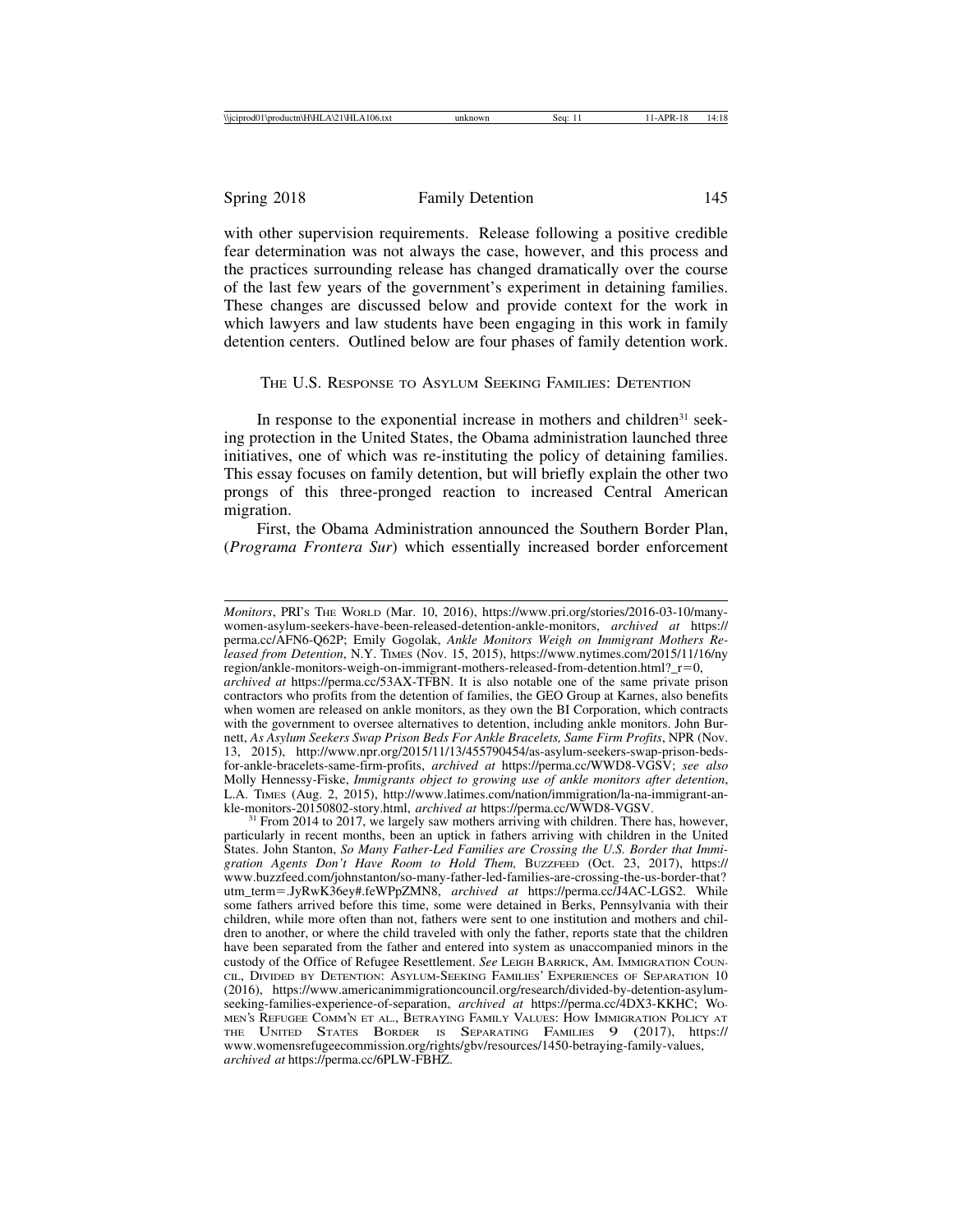with other supervision requirements. Release following a positive credible fear determination was not always the case, however, and this process and the practices surrounding release has changed dramatically over the course of the last few years of the government's experiment in detaining families. These changes are discussed below and provide context for the work in which lawyers and law students have been engaging in this work in family detention centers. Outlined below are four phases of family detention work.

## The U.S. Response to Asylum Seeking Families: Detention

In response to the exponential increase in mothers and children[31] seeking protection in the United States, the Obama administration launched three initiatives, one of which was re-instituting the policy of detaining families. This essay focuses on family detention, but will briefly explain the other two prongs of this three-pronged reaction to increased Central American migration.

First, the Obama Administration announced the Southern Border Plan, (*Programa Frontera Sur*) which essentially increased border enforcement

---

*Monitors*, PRI's The World (Mar. 10, 2016), https://www.pri.org/stories/2016-03-10/many-women-asylum-seekers-have-been-released-detention-ankle-monitors, *archived at* https://perma.cc/AFN6-Q62P; Emily Gogolak, *Ankle Monitors Weigh on Immigrant Mothers Released from Detention*, N.Y. Times (Nov. 15, 2015), https://www.nytimes.com/2015/11/16/nyregion/ankle-monitors-weigh-on-immigrant-mothers-released-from-detention.html?_r=0, *archived at* https://perma.cc/53AX-TFBN. It is also notable one of the same private prison contractors who profits from the detention of families, the GEO Group at Karnes, also benefits when women are released on ankle monitors, as they own the BI Corporation, which contracts with the government to oversee alternatives to detention, including ankle monitors. John Burnett, *As Asylum Seekers Swap Prison Beds For Ankle Bracelets, Same Firm Profits*, NPR (Nov. 13, 2015), http://www.npr.org/2015/11/13/455790454/as-asylum-seekers-swap-prison-beds-for-ankle-bracelets-same-firm-profits, *archived at* https://perma.cc/WWD8-VGSV; *see also* Molly Hennessy-Fiske, *Immigrants object to growing use of ankle monitors after detention*, L.A. Times (Aug. 2, 2015), http://www.latimes.com/nation/immigration/la-na-immigrant-ankle-monitors-20150802-story.html, *archived at* https://perma.cc/WWD8-VGSV.

[31] From 2014 to 2017, we largely saw mothers arriving with children. There has, however, particularly in recent months, been an uptick in fathers arriving with children in the United States. John Stanton, *So Many Father-Led Families are Crossing the U.S. Border that Immigration Agents Don't Have Room to Hold Them,* Buzzfeed (Oct. 23, 2017), https://www.buzzfeed.com/johnstanton/so-many-father-led-families-are-crossing-the-us-border-that?utm_term=.JyRwK36ey#.feWPpZMN8, *archived at* https://perma.cc/J4AC-LGS2. While some fathers arrived before this time, some were detained in Berks, Pennsylvania with their children, while more often than not, fathers were sent to one institution and mothers and children to another, or where the child traveled with only the father, reports state that the children have been separated from the father and entered into system as unaccompanied minors in the custody of the Office of Refugee Resettlement. *See* Leigh Barrick, Am. Immigration Council, Divided by Detention: Asylum-Seeking Families' Experiences of Separation 10 (2016), https://www.americanimmigrationcouncil.org/research/divided-by-detention-asylum-seeking-families-experience-of-separation, *archived at* https://perma.cc/4DX3-KKHC; Women's Refugee Comm'n et al., Betraying Family Values: How Immigration Policy at the United States Border is Separating Families 9 (2017), https://www.womensrefugeecommission.org/rights/gbv/resources/1450-betraying-family-values, *archived at* https://perma.cc/6PLW-FBHZ.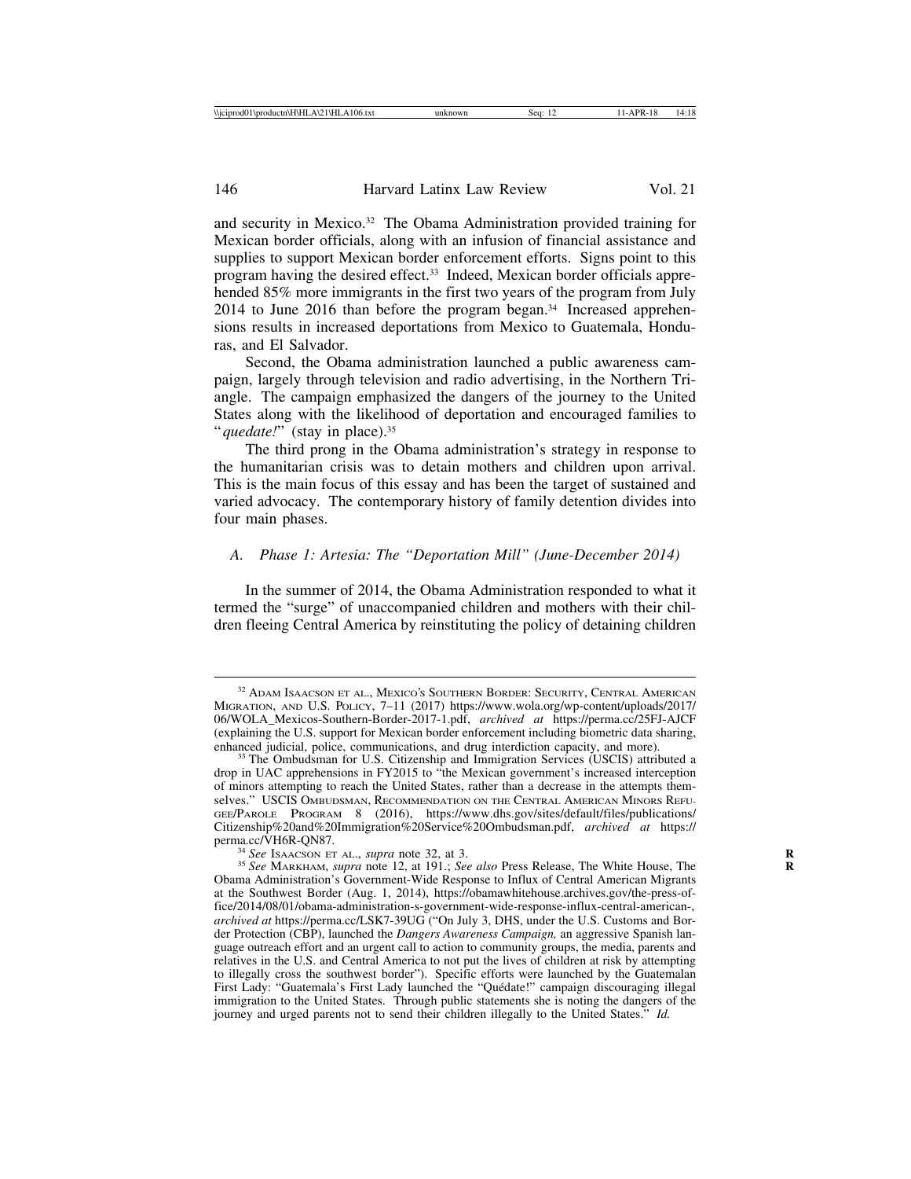and security in Mexico.[32] The Obama Administration provided training for Mexican border officials, along with an infusion of financial assistance and supplies to support Mexican border enforcement efforts. Signs point to this program having the desired effect.[33] Indeed, Mexican border officials apprehended 85% more immigrants in the first two years of the program from July 2014 to June 2016 than before the program began.[34] Increased apprehensions results in increased deportations from Mexico to Guatemala, Honduras, and El Salvador.

Second, the Obama administration launched a public awareness campaign, largely through television and radio advertising, in the Northern Triangle. The campaign emphasized the dangers of the journey to the United States along with the likelihood of deportation and encouraged families to "*quedate!*" (stay in place).[35]

The third prong in the Obama administration's strategy in response to the humanitarian crisis was to detain mothers and children upon arrival. This is the main focus of this essay and has been the target of sustained and varied advocacy. The contemporary history of family detention divides into four main phases.

### A. Phase 1: Artesia: The "Deportation Mill" (June-December 2014)

In the summer of 2014, the Obama Administration responded to what it termed the "surge" of unaccompanied children and mothers with their children fleeing Central America by reinstituting the policy of detaining children

---

[32] Adam Isaacson et al., Mexico's Southern Border: Security, Central American Migration, and U.S. Policy, 7–11 (2017) https://www.wola.org/wp-content/uploads/2017/06/WOLA_Mexicos-Southern-Border-2017-1.pdf, *archived at* https://perma.cc/25FJ-AJCF (explaining the U.S. support for Mexican border enforcement including biometric data sharing, enhanced judicial, police, communications, and drug interdiction capacity, and more).

[33] The Ombudsman for U.S. Citizenship and Immigration Services (USCIS) attributed a drop in UAC apprehensions in FY2015 to "the Mexican government's increased interception of minors attempting to reach the United States, rather than a decrease in the attempts themselves." USCIS Ombudsman, Recommendation on the Central American Minors Refugee/Parole Program 8 (2016), https://www.dhs.gov/sites/default/files/publications/Citizenship%20and%20Immigration%20Service%20Ombudsman.pdf, *archived at* https://perma.cc/VH6R-QN87.

[34] *See* Isaacson et al., *supra* note 32, at 3.

[35] *See* Markham, *supra* note 12, at 191.; *See also* Press Release, The White House, The Obama Administration's Government-Wide Response to Influx of Central American Migrants at the Southwest Border (Aug. 1, 2014), https://obamawhitehouse.archives.gov/the-press-office/2014/08/01/obama-administration-s-government-wide-response-influx-central-american-, *archived at* https://perma.cc/LSK7-39UG ("On July 3, DHS, under the U.S. Customs and Border Protection (CBP), launched the *Dangers Awareness Campaign,* an aggressive Spanish language outreach effort and an urgent call to action to community groups, the media, parents and relatives in the U.S. and Central America to not put the lives of children at risk by attempting to illegally cross the southwest border"). Specific efforts were launched by the Guatemalan First Lady: "Guatemala's First Lady launched the "Quédate!" campaign discouraging illegal immigration to the United States. Through public statements she is noting the dangers of the journey and urged parents not to send their children illegally to the United States." *Id.*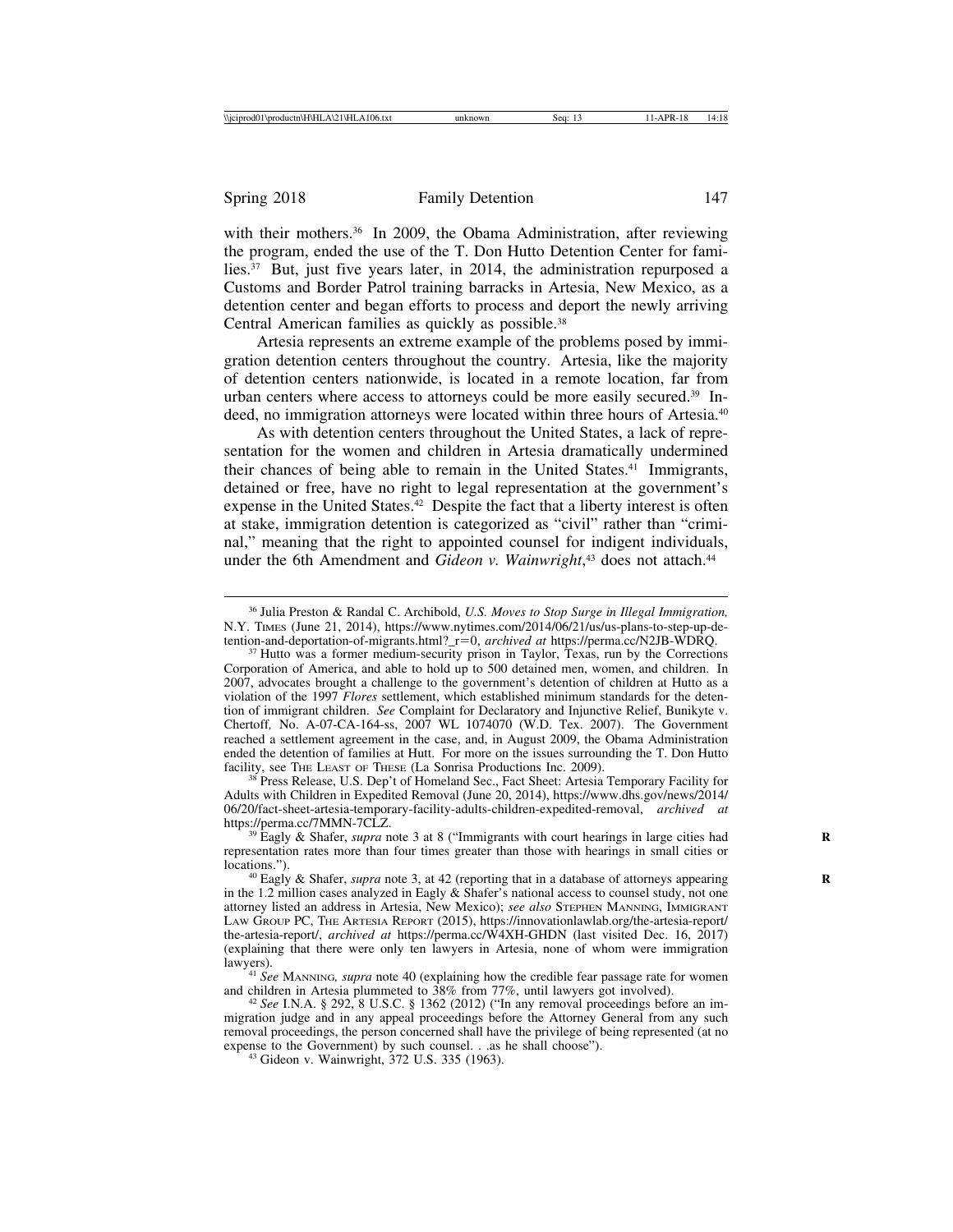with their mothers.[36] In 2009, the Obama Administration, after reviewing the program, ended the use of the T. Don Hutto Detention Center for families.[37] But, just five years later, in 2014, the administration repurposed a Customs and Border Patrol training barracks in Artesia, New Mexico, as a detention center and began efforts to process and deport the newly arriving Central American families as quickly as possible.[38]

Artesia represents an extreme example of the problems posed by immigration detention centers throughout the country. Artesia, like the majority of detention centers nationwide, is located in a remote location, far from urban centers where access to attorneys could be more easily secured.[39] Indeed, no immigration attorneys were located within three hours of Artesia.[40]

As with detention centers throughout the United States, a lack of representation for the women and children in Artesia dramatically undermined their chances of being able to remain in the United States.[41] Immigrants, detained or free, have no right to legal representation at the government's expense in the United States.[42] Despite the fact that a liberty interest is often at stake, immigration detention is categorized as "civil" rather than "criminal," meaning that the right to appointed counsel for indigent individuals, under the 6th Amendment and *Gideon v. Wainwright*,[43] does not attach.[44]

---

[36] Julia Preston & Randal C. Archibold, *U.S. Moves to Stop Surge in Illegal Immigration,* N.Y. Times (June 21, 2014), https://www.nytimes.com/2014/06/21/us/us-plans-to-step-up-detention-and-deportation-of-migrants.html?_r=0, *archived at* https://perma.cc/N2JB-WDRQ.

[37] Hutto was a former medium-security prison in Taylor, Texas, run by the Corrections Corporation of America, and able to hold up to 500 detained men, women, and children. In 2007, advocates brought a challenge to the government's detention of children at Hutto as a violation of the 1997 *Flores* settlement, which established minimum standards for the detention of immigrant children. *See* Complaint for Declaratory and Injunctive Relief, Bunikyte v. Chertoff, No. A-07-CA-164-ss, 2007 WL 1074070 (W.D. Tex. 2007). The Government reached a settlement agreement in the case, and, in August 2009, the Obama Administration ended the detention of families at Hutt. For more on the issues surrounding the T. Don Hutto facility, see The Least of These (La Sonrisa Productions Inc. 2009).

[38] Press Release, U.S. Dep't of Homeland Sec., Fact Sheet: Artesia Temporary Facility for Adults with Children in Expedited Removal (June 20, 2014), https://www.dhs.gov/news/2014/06/20/fact-sheet-artesia-temporary-facility-adults-children-expedited-removal, *archived at* https://perma.cc/7MMN-7CLZ.

[39] Eagly & Shafer, *supra* note 3 at 8 ("Immigrants with court hearings in large cities had representation rates more than four times greater than those with hearings in small cities or locations.").

[40] Eagly & Shafer, *supra* note 3, at 42 (reporting that in a database of attorneys appearing in the 1.2 million cases analyzed in Eagly & Shafer's national access to counsel study, not one attorney listed an address in Artesia, New Mexico); *see also* Stephen Manning, Immigrant Law Group PC, The Artesia Report (2015), https://innovationlawlab.org/the-artesia-report/the-artesia-report/, *archived at* https://perma.cc/W4XH-GHDN (last visited Dec. 16, 2017) (explaining that there were only ten lawyers in Artesia, none of whom were immigration lawyers).

[41] *See* Manning, *supra* note 40 (explaining how the credible fear passage rate for women and children in Artesia plummeted to 38% from 77%, until lawyers got involved).

[42] *See* I.N.A. § 292, 8 U.S.C. § 1362 (2012) ("In any removal proceedings before an immigration judge and in any appeal proceedings before the Attorney General from any such removal proceedings, the person concerned shall have the privilege of being represented (at no expense to the Government) by such counsel. . .as he shall choose").

[43] Gideon v. Wainwright, 372 U.S. 335 (1963).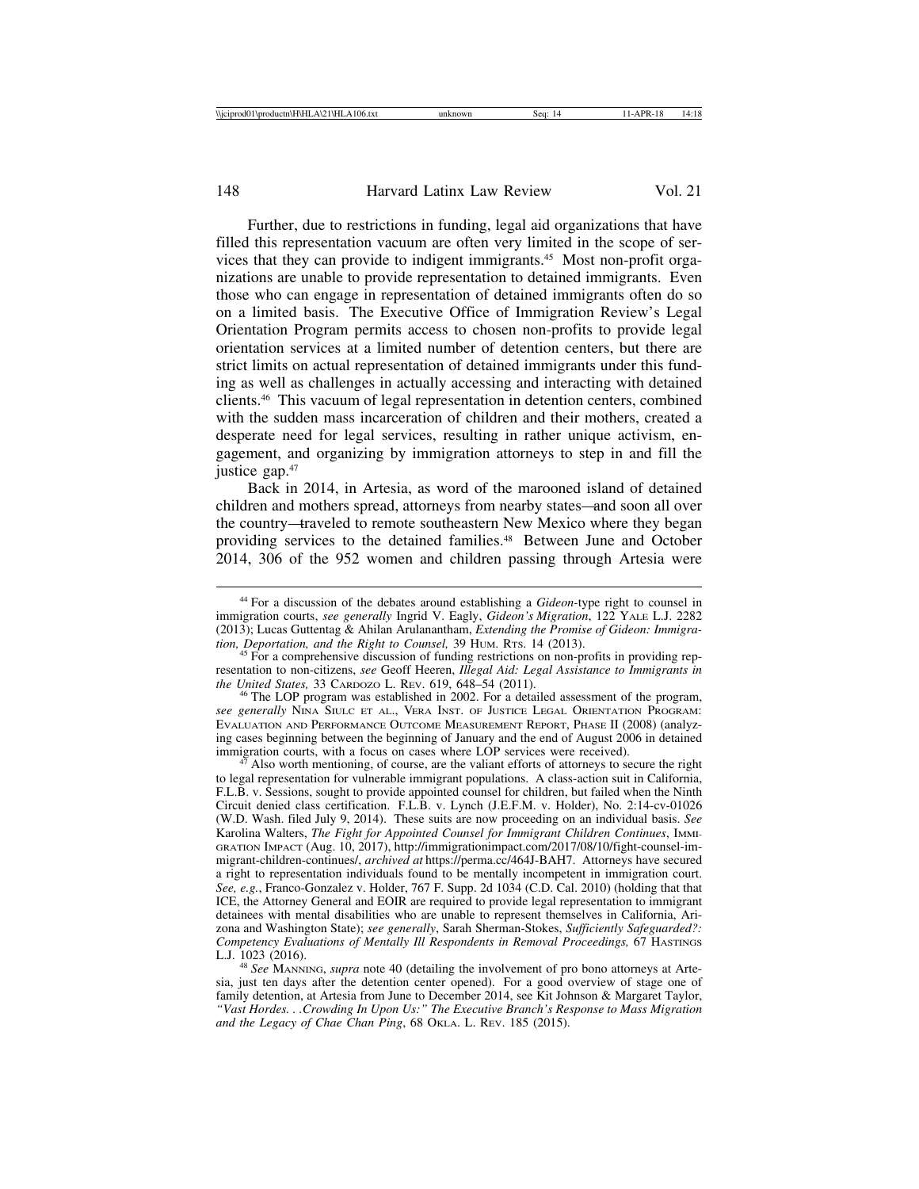Further, due to restrictions in funding, legal aid organizations that have filled this representation vacuum are often very limited in the scope of services that they can provide to indigent immigrants.[45] Most non-profit organizations are unable to provide representation to detained immigrants. Even those who can engage in representation of detained immigrants often do so on a limited basis. The Executive Office of Immigration Review's Legal Orientation Program permits access to chosen non-profits to provide legal orientation services at a limited number of detention centers, but there are strict limits on actual representation of detained immigrants under this funding as well as challenges in actually accessing and interacting with detained clients.[46] This vacuum of legal representation in detention centers, combined with the sudden mass incarceration of children and their mothers, created a desperate need for legal services, resulting in rather unique activism, engagement, and organizing by immigration attorneys to step in and fill the justice gap.[47]

Back in 2014, in Artesia, as word of the marooned island of detained children and mothers spread, attorneys from nearby states—and soon all over the country—traveled to remote southeastern New Mexico where they began providing services to the detained families.[48] Between June and October 2014, 306 of the 952 women and children passing through Artesia were

---

[44] For a discussion of the debates around establishing a *Gideon*-type right to counsel in immigration courts, *see generally* Ingrid V. Eagly, *Gideon's Migration*, 122 YALE L.J. 2282 (2013); Lucas Guttentag & Ahilan Arulanantham, *Extending the Promise of Gideon: Immigration, Deportation, and the Right to Counsel,* 39 HUM. RTS. 14 (2013).

[45] For a comprehensive discussion of funding restrictions on non-profits in providing representation to non-citizens, *see* Geoff Heeren, *Illegal Aid: Legal Assistance to Immigrants in the United States,* 33 CARDOZO L. REV. 619, 648–54 (2011).

[46] The LOP program was established in 2002. For a detailed assessment of the program, *see generally* NINA SIULC ET AL., VERA INST. OF JUSTICE LEGAL ORIENTATION PROGRAM: EVALUATION AND PERFORMANCE OUTCOME MEASUREMENT REPORT, PHASE II (2008) (analyzing cases beginning between the beginning of January and the end of August 2006 in detained immigration courts, with a focus on cases where LOP services were received).

[47] Also worth mentioning, of course, are the valiant efforts of attorneys to secure the right to legal representation for vulnerable immigrant populations. A class-action suit in California, F.L.B. v. Sessions, sought to provide appointed counsel for children, but failed when the Ninth Circuit denied class certification. F.L.B. v. Lynch (J.E.F.M. v. Holder), No. 2:14-cv-01026 (W.D. Wash. filed July 9, 2014). These suits are now proceeding on an individual basis. *See* Karolina Walters, *The Fight for Appointed Counsel for Immigrant Children Continues*, IMMIGRATION IMPACT (Aug. 10, 2017), http://immigrationimpact.com/2017/08/10/fight-counsel-immigrant-children-continues/, *archived at* https://perma.cc/464J-BAH7. Attorneys have secured a right to representation individuals found to be mentally incompetent in immigration court. *See, e.g.*, Franco-Gonzalez v. Holder, 767 F. Supp. 2d 1034 (C.D. Cal. 2010) (holding that that ICE, the Attorney General and EOIR are required to provide legal representation to immigrant detainees with mental disabilities who are unable to represent themselves in California, Arizona and Washington State); *see generally*, Sarah Sherman-Stokes, *Sufficiently Safeguarded?: Competency Evaluations of Mentally Ill Respondents in Removal Proceedings,* 67 HASTINGS L.J. 1023 (2016).

[48] *See* MANNING, *supra* note 40 (detailing the involvement of pro bono attorneys at Artesia, just ten days after the detention center opened). For a good overview of stage one of family detention, at Artesia from June to December 2014, see Kit Johnson & Margaret Taylor, *"Vast Hordes. . .Crowding In Upon Us:" The Executive Branch's Response to Mass Migration and the Legacy of Chae Chan Ping*, 68 OKLA. L. REV. 185 (2015).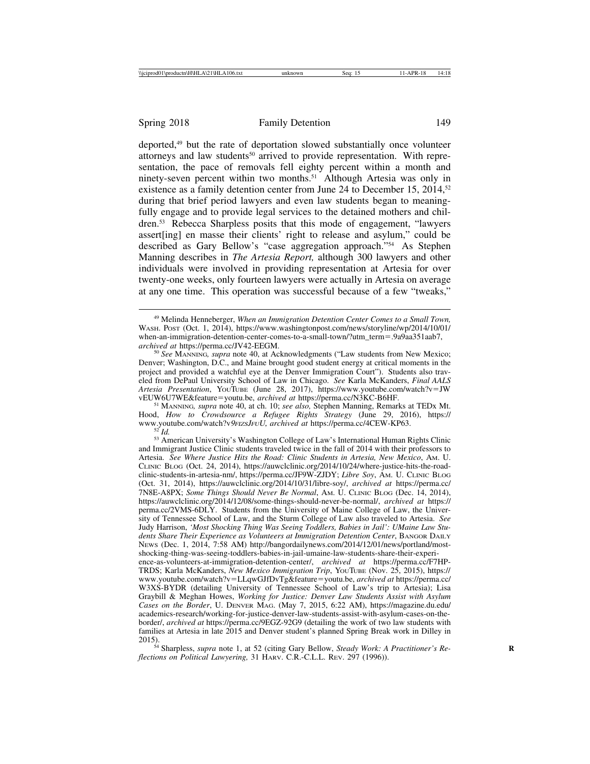deported,[49] but the rate of deportation slowed substantially once volunteer attorneys and law students[50] arrived to provide representation. With representation, the pace of removals fell eighty percent within a month and ninety-seven percent within two months.[51] Although Artesia was only in existence as a family detention center from June 24 to December 15, 2014,[52] during that brief period lawyers and even law students began to meaningfully engage and to provide legal services to the detained mothers and children.[53] Rebecca Sharpless posits that this mode of engagement, "lawyers assert[ing] en masse their clients' right to release and asylum," could be described as Gary Bellow's "case aggregation approach."[54] As Stephen Manning describes in *The Artesia Report,* although 300 lawyers and other individuals were involved in providing representation at Artesia for over twenty-one weeks, only fourteen lawyers were actually in Artesia on average at any one time. This operation was successful because of a few "tweaks,"

---

[49] Melinda Henneberger, *When an Immigration Detention Center Comes to a Small Town,* WASH. POST (Oct. 1, 2014), https://www.washingtonpost.com/news/storyline/wp/2014/10/01/when-an-immigration-detention-center-comes-to-a-small-town/?utm_term=.9a9aa351aab7, *archived at* https://perma.cc/JV42-EEGM.

[50] *See* MANNING, *supra* note 40, at Acknowledgments ("Law students from New Mexico; Denver; Washington, D.C., and Maine brought good student energy at critical moments in the project and provided a watchful eye at the Denver Immigration Court"). Students also traveled from DePaul University School of Law in Chicago. *See* Karla McKanders, *Final AALS Artesia Presentation*, YOUTUBE (June 28, 2017), https://www.youtube.com/watch?v=JWvEUW6U7WE&feature=youtu.be, *archived at* https://perma.cc/N3KC-B6HF.

[51] MANNING, *supra* note 40, at ch. 10; *see also,* Stephen Manning, Remarks at TEDx Mt. Hood, *How to Crowdsource a Refugee Rights Strategy* (June 29, 2016), https://www.youtube.com/watch?v9FIZSJFUU, *archived at* https://perma.cc/4CEW-KP63.

[52] *Id.*

[53] American University's Washington College of Law's International Human Rights Clinic and Immigrant Justice Clinic students traveled twice in the fall of 2014 with their professors to Artesia. *See Where Justice Hits the Road: Clinic Students in Artesia, New Mexico*, AM. U. CLINIC BLOG (Oct. 24, 2014), https://auwclclinic.org/2014/10/24/where-justice-hits-the-road-clinic-students-in-artesia-nm/, https://perma.cc/JF9W-ZJDY; *Libre Soy*, AM. U. CLINIC BLOG (Oct. 31, 2014), https://auwclclinic.org/2014/10/31/libre-soy/, *archived at* https://perma.cc/7N8E-A8PX; *Some Things Should Never Be Normal*, AM. U. CLINIC BLOG (Dec. 14, 2014), https://auwclclinic.org/2014/12/08/some-things-should-never-be-normal/, *archived at* https://perma.cc/2VMS-6DLY. Students from the University of Maine College of Law, the University of Tennessee School of Law, and the Sturm College of Law also traveled to Artesia. *See* Judy Harrison, *'Most Shocking Thing Was Seeing Toddlers, Babies in Jail': UMaine Law Students Share Their Experience as Volunteers at Immigration Detention Center*, BANGOR DAILY NEWS (Dec. 1, 2014, 7:58 AM) http://bangordailynews.com/2014/12/01/news/portland/most-shocking-thing-was-seeing-toddlers-babies-in-jail-umaine-law-students-share-their-experience-as-volunteers-at-immigration-detention-center/, *archived at* https://perma.cc/F7HP-TRDS; Karla McKanders, *New Mexico Immigration Trip*, YOUTUBE (Nov. 25, 2015), https://www.youtube.com/watch?v=LLqwGJfDvTg&feature=youtu.be, *archived at* https://perma.cc/W3XS-BYDR (detailing University of Tennessee School of Law's trip to Artesia); Lisa Graybill & Meghan Howes, *Working for Justice: Denver Law Students Assist with Asylum Cases on the Border*, U. DENVER MAG. (May 7, 2015, 6:22 AM), https://magazine.du.edu/academics-research/working-for-justice-denver-law-students-assist-with-asylum-cases-on-the-border/, *archived at* https://perma.cc/9EGZ-92G9 (detailing the work of two law students with families at Artesia in late 2015 and Denver student's planned Spring Break work in Dilley in 2015).

[54] Sharpless, *supra* note 1, at 52 (citing Gary Bellow, *Steady Work: A Practitioner's Reflections on Political Lawyering,* 31 HARV. C.R.-C.L.L. REV. 297 (1996)).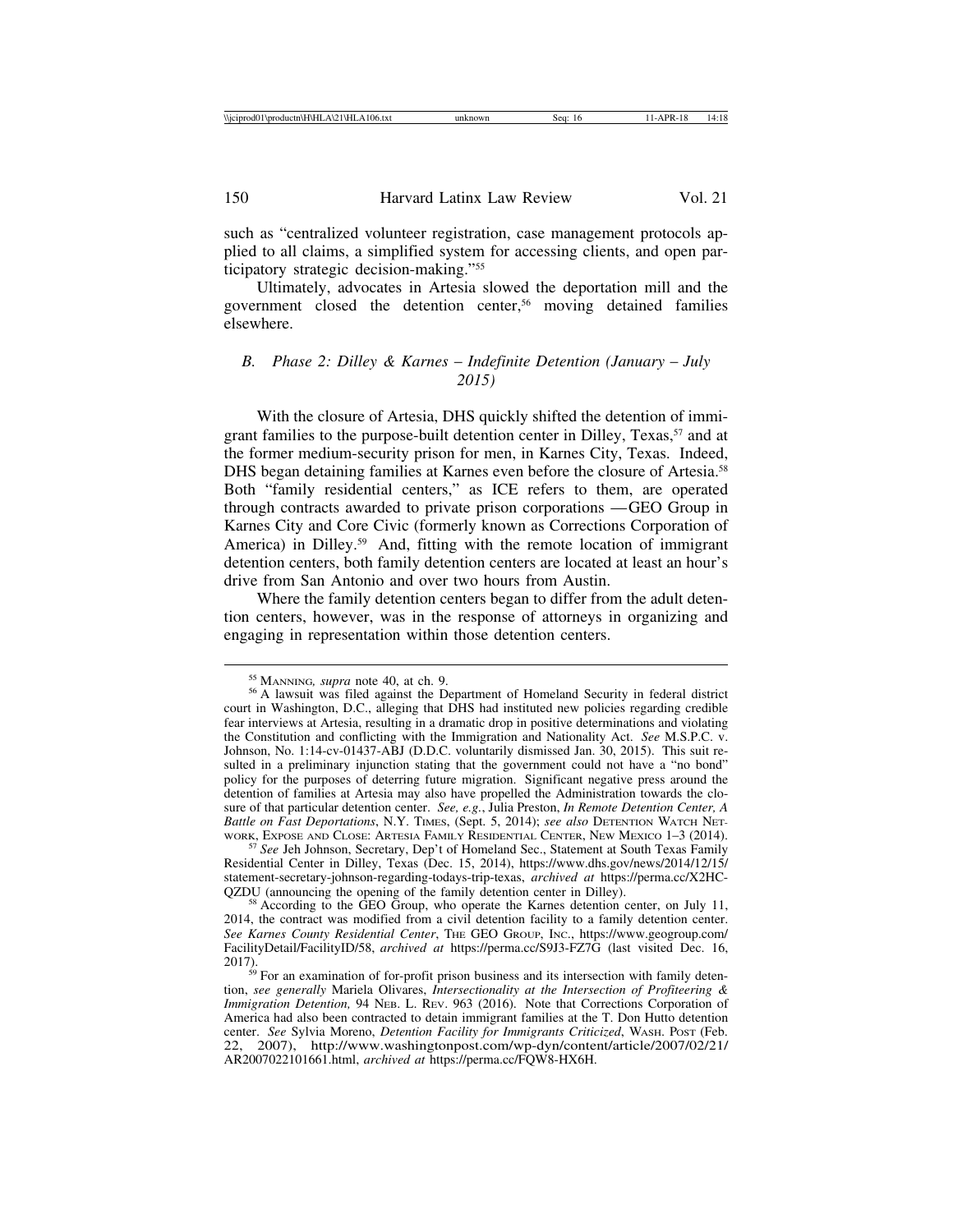such as "centralized volunteer registration, case management protocols applied to all claims, a simplified system for accessing clients, and open participatory strategic decision-making."[55]

Ultimately, advocates in Artesia slowed the deportation mill and the government closed the detention center,[56] moving detained families elsewhere.

### *B. Phase 2: Dilley & Karnes – Indefinite Detention (January – July 2015)*

With the closure of Artesia, DHS quickly shifted the detention of immigrant families to the purpose-built detention center in Dilley, Texas,[57] and at the former medium-security prison for men, in Karnes City, Texas. Indeed, DHS began detaining families at Karnes even before the closure of Artesia.[58] Both "family residential centers," as ICE refers to them, are operated through contracts awarded to private prison corporations —GEO Group in Karnes City and Core Civic (formerly known as Corrections Corporation of America) in Dilley.[59] And, fitting with the remote location of immigrant detention centers, both family detention centers are located at least an hour's drive from San Antonio and over two hours from Austin.

Where the family detention centers began to differ from the adult detention centers, however, was in the response of attorneys in organizing and engaging in representation within those detention centers.

---

[55] MANNING, *supra* note 40, at ch. 9.

[56] A lawsuit was filed against the Department of Homeland Security in federal district court in Washington, D.C., alleging that DHS had instituted new policies regarding credible fear interviews at Artesia, resulting in a dramatic drop in positive determinations and violating the Constitution and conflicting with the Immigration and Nationality Act. *See* M.S.P.C. v. Johnson, No. 1:14-cv-01437-ABJ (D.D.C. voluntarily dismissed Jan. 30, 2015). This suit resulted in a preliminary injunction stating that the government could not have a "no bond" policy for the purposes of deterring future migration. Significant negative press around the detention of families at Artesia may also have propelled the Administration towards the closure of that particular detention center. *See, e.g.*, Julia Preston, *In Remote Detention Center, A Battle on Fast Deportations*, N.Y. TIMES, (Sept. 5, 2014); *see also* DETENTION WATCH NETWORK, EXPOSE AND CLOSE: ARTESIA FAMILY RESIDENTIAL CENTER, NEW MEXICO 1–3 (2014).

[57] *See* Jeh Johnson, Secretary, Dep't of Homeland Sec., Statement at South Texas Family Residential Center in Dilley, Texas (Dec. 15, 2014), https://www.dhs.gov/news/2014/12/15/statement-secretary-johnson-regarding-todays-trip-texas, *archived at* https://perma.cc/X2HC-QZDU (announcing the opening of the family detention center in Dilley).

[58] According to the GEO Group, who operate the Karnes detention center, on July 11, 2014, the contract was modified from a civil detention facility to a family detention center. *See Karnes County Residential Center*, THE GEO GROUP, INC., https://www.geogroup.com/FacilityDetail/FacilityID/58, *archived at* https://perma.cc/S9J3-FZ7G (last visited Dec. 16, 2017).

[59] For an examination of for-profit prison business and its intersection with family detention, *see generally* Mariela Olivares, *Intersectionality at the Intersection of Profiteering & Immigration Detention,* 94 NEB. L. REV. 963 (2016). Note that Corrections Corporation of America had also been contracted to detain immigrant families at the T. Don Hutto detention center. *See* Sylvia Moreno, *Detention Facility for Immigrants Criticized*, WASH. POST (Feb. 22, 2007), http://www.washingtonpost.com/wp-dyn/content/article/2007/02/21/AR2007022101661.html, *archived at* https://perma.cc/FQW8-HX6H.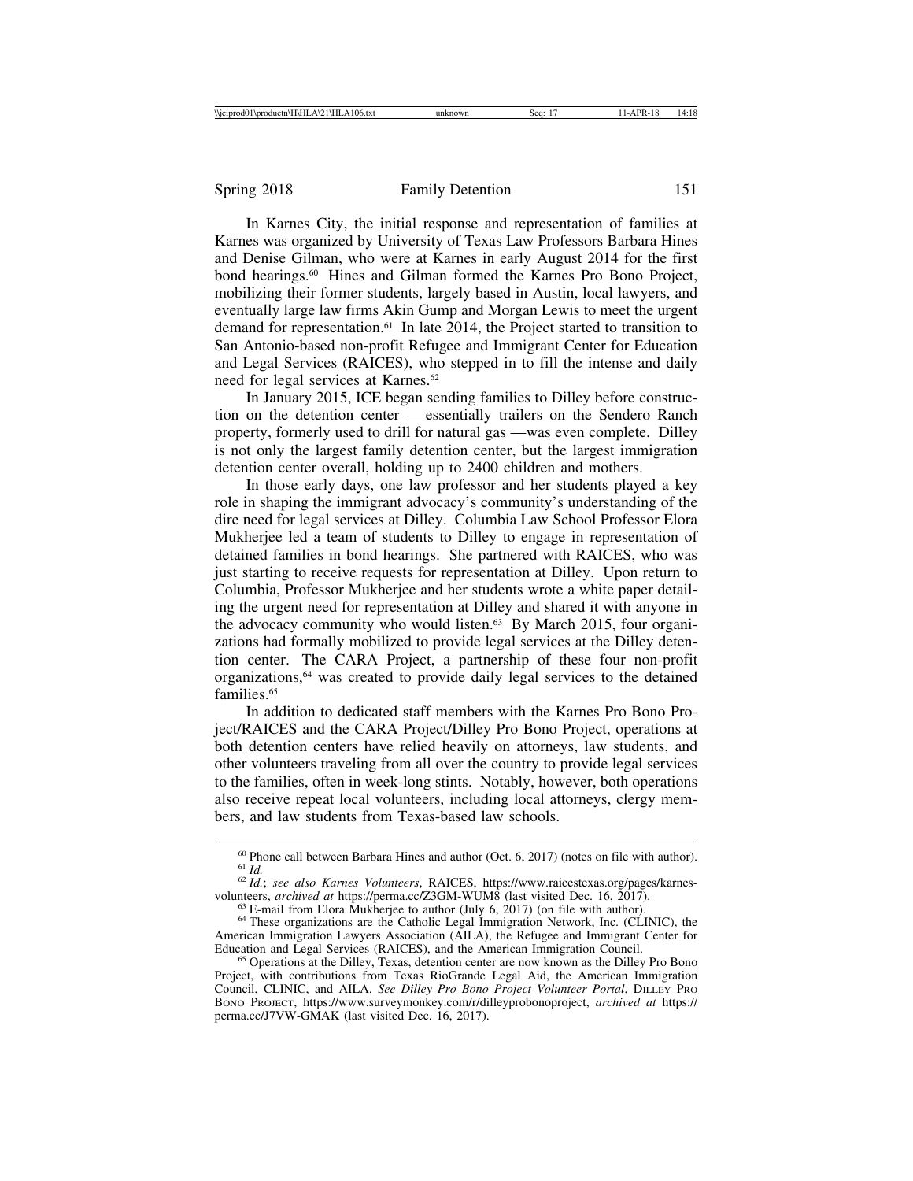In Karnes City, the initial response and representation of families at Karnes was organized by University of Texas Law Professors Barbara Hines and Denise Gilman, who were at Karnes in early August 2014 for the first bond hearings.[60] Hines and Gilman formed the Karnes Pro Bono Project, mobilizing their former students, largely based in Austin, local lawyers, and eventually large law firms Akin Gump and Morgan Lewis to meet the urgent demand for representation.[61] In late 2014, the Project started to transition to San Antonio-based non-profit Refugee and Immigrant Center for Education and Legal Services (RAICES), who stepped in to fill the intense and daily need for legal services at Karnes.[62]

In January 2015, ICE began sending families to Dilley before construction on the detention center — essentially trailers on the Sendero Ranch property, formerly used to drill for natural gas —was even complete. Dilley is not only the largest family detention center, but the largest immigration detention center overall, holding up to 2400 children and mothers.

In those early days, one law professor and her students played a key role in shaping the immigrant advocacy's community's understanding of the dire need for legal services at Dilley. Columbia Law School Professor Elora Mukherjee led a team of students to Dilley to engage in representation of detained families in bond hearings. She partnered with RAICES, who was just starting to receive requests for representation at Dilley. Upon return to Columbia, Professor Mukherjee and her students wrote a white paper detailing the urgent need for representation at Dilley and shared it with anyone in the advocacy community who would listen.[63] By March 2015, four organizations had formally mobilized to provide legal services at the Dilley detention center. The CARA Project, a partnership of these four non-profit organizations,[64] was created to provide daily legal services to the detained families.[65]

In addition to dedicated staff members with the Karnes Pro Bono Project/RAICES and the CARA Project/Dilley Pro Bono Project, operations at both detention centers have relied heavily on attorneys, law students, and other volunteers traveling from all over the country to provide legal services to the families, often in week-long stints. Notably, however, both operations also receive repeat local volunteers, including local attorneys, clergy members, and law students from Texas-based law schools.

---

[60] Phone call between Barbara Hines and author (Oct. 6, 2017) (notes on file with author).

[61] *Id.*

[62] *Id.*; *see also Karnes Volunteers*, RAICES, https://www.raicestexas.org/pages/karnes-volunteers, *archived at* https://perma.cc/Z3GM-WUM8 (last visited Dec. 16, 2017).

[63] E-mail from Elora Mukherjee to author (July 6, 2017) (on file with author).

[64] These organizations are the Catholic Legal Immigration Network, Inc. (CLINIC), the American Immigration Lawyers Association (AILA), the Refugee and Immigrant Center for Education and Legal Services (RAICES), and the American Immigration Council.

[65] Operations at the Dilley, Texas, detention center are now known as the Dilley Pro Bono Project, with contributions from Texas RioGrande Legal Aid, the American Immigration Council, CLINIC, and AILA. *See Dilley Pro Bono Project Volunteer Portal*, DILLEY PRO BONO PROJECT, https://www.surveymonkey.com/r/dilleyprobonoproject, *archived at* https://perma.cc/J7VW-GMAK (last visited Dec. 16, 2017).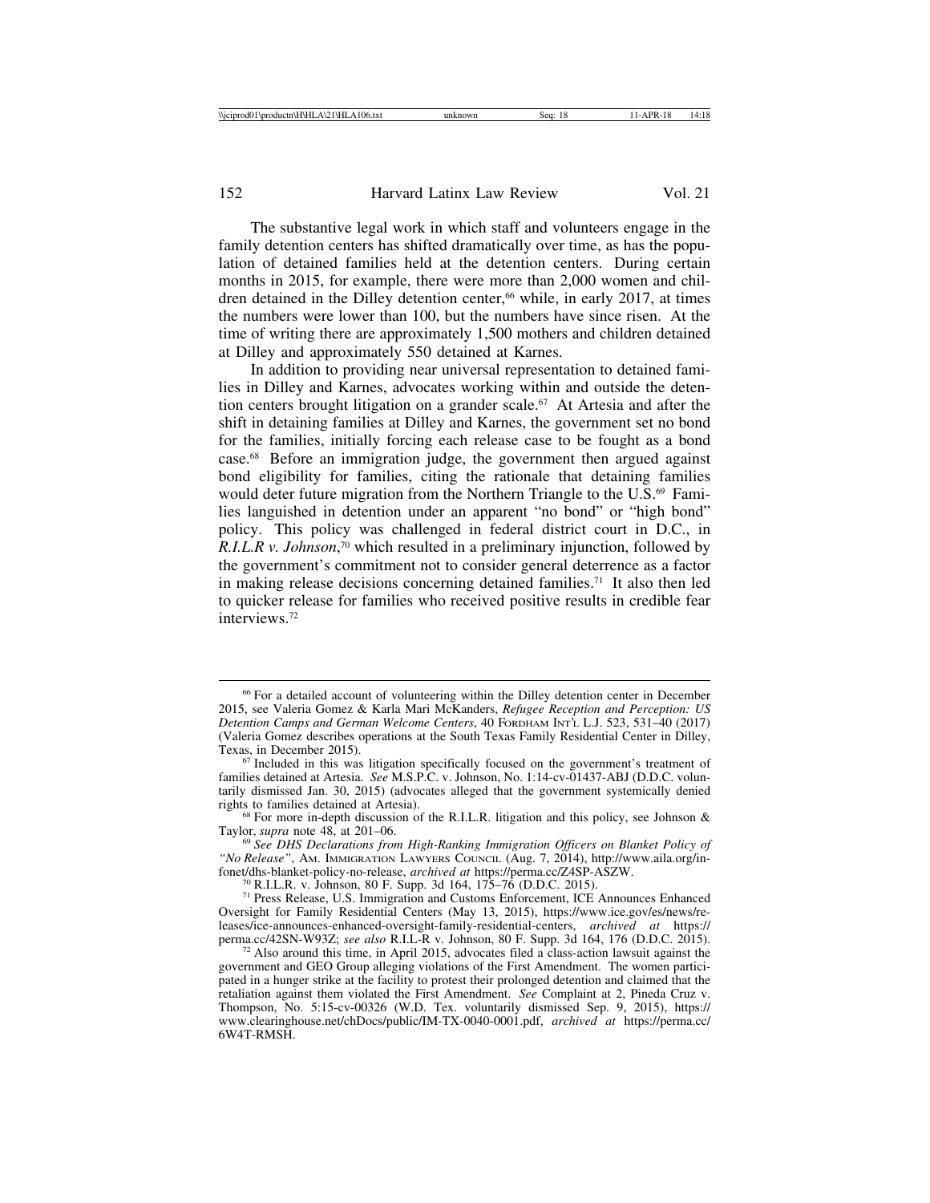The substantive legal work in which staff and volunteers engage in the family detention centers has shifted dramatically over time, as has the population of detained families held at the detention centers. During certain months in 2015, for example, there were more than 2,000 women and children detained in the Dilley detention center,[66] while, in early 2017, at times the numbers were lower than 100, but the numbers have since risen. At the time of writing there are approximately 1,500 mothers and children detained at Dilley and approximately 550 detained at Karnes.

In addition to providing near universal representation to detained families in Dilley and Karnes, advocates working within and outside the detention centers brought litigation on a grander scale.[67] At Artesia and after the shift in detaining families at Dilley and Karnes, the government set no bond for the families, initially forcing each release case to be fought as a bond case.[68] Before an immigration judge, the government then argued against bond eligibility for families, citing the rationale that detaining families would deter future migration from the Northern Triangle to the U.S.[69] Families languished in detention under an apparent "no bond" or "high bond" policy. This policy was challenged in federal district court in D.C., in *R.I.L.R v. Johnson*,[70] which resulted in a preliminary injunction, followed by the government's commitment not to consider general deterrence as a factor in making release decisions concerning detained families.[71] It also then led to quicker release for families who received positive results in credible fear interviews.[72]

---

[66] For a detailed account of volunteering within the Dilley detention center in December 2015, see Valeria Gomez & Karla Mari McKanders, *Refugee Reception and Perception: US Detention Camps and German Welcome Centers*, 40 FORDHAM INT'L L.J. 523, 531–40 (2017) (Valeria Gomez describes operations at the South Texas Family Residential Center in Dilley, Texas, in December 2015).

[67] Included in this was litigation specifically focused on the government's treatment of families detained at Artesia. *See* M.S.P.C. v. Johnson, No. 1:14-cv-01437-ABJ (D.D.C. voluntarily dismissed Jan. 30, 2015) (advocates alleged that the government systemically denied rights to families detained at Artesia).

[68] For more in-depth discussion of the R.I.L.R. litigation and this policy, see Johnson & Taylor, *supra* note 48, at 201–06.

[69] *See DHS Declarations from High-Ranking Immigration Officers on Blanket Policy of "No Release"*, AM. IMMIGRATION LAWYERS COUNCIL (Aug. 7, 2014), http://www.aila.org/infonet/dhs-blanket-policy-no-release, *archived at* https://perma.cc/Z4SP-ASZW.

[70] R.I.L.R. v. Johnson, 80 F. Supp. 3d 164, 175–76 (D.D.C. 2015).

[71] Press Release, U.S. Immigration and Customs Enforcement, ICE Announces Enhanced Oversight for Family Residential Centers (May 13, 2015), https://www.ice.gov/es/news/releases/ice-announces-enhanced-oversight-family-residential-centers, *archived at* https://perma.cc/42SN-W93Z; *see also* R.I.L-R v. Johnson, 80 F. Supp. 3d 164, 176 (D.D.C. 2015).

[72] Also around this time, in April 2015, advocates filed a class-action lawsuit against the government and GEO Group alleging violations of the First Amendment. The women participated in a hunger strike at the facility to protest their prolonged detention and claimed that the retaliation against them violated the First Amendment. *See* Complaint at 2, Pineda Cruz v. Thompson, No. 5:15-cv-00326 (W.D. Tex. voluntarily dismissed Sep. 9, 2015), https://www.clearinghouse.net/chDocs/public/IM-TX-0040-0001.pdf, *archived at* https://perma.cc/6W4T-RMSH.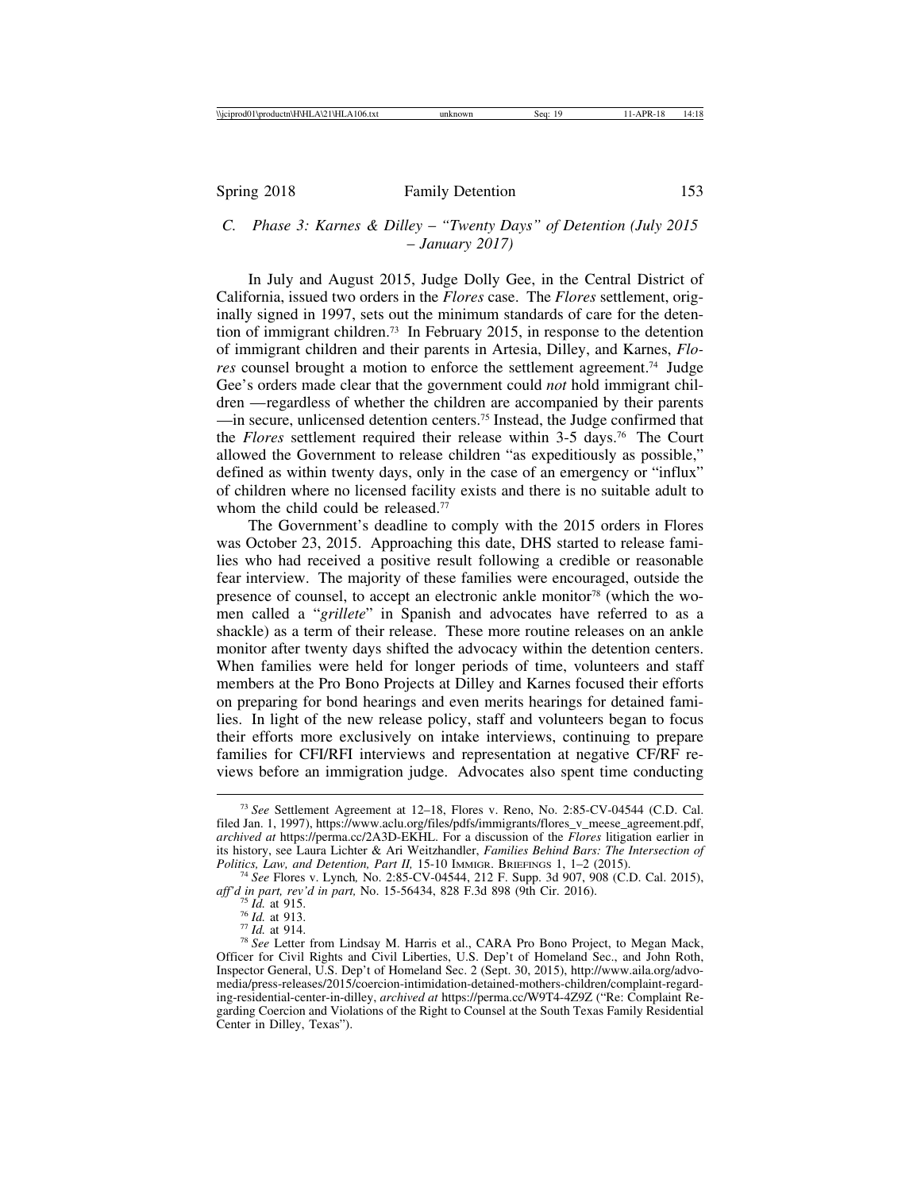### C. *Phase 3: Karnes & Dilley – "Twenty Days" of Detention (July 2015 – January 2017)*

In July and August 2015, Judge Dolly Gee, in the Central District of California, issued two orders in the *Flores* case. The *Flores* settlement, originally signed in 1997, sets out the minimum standards of care for the detention of immigrant children.[73] In February 2015, in response to the detention of immigrant children and their parents in Artesia, Dilley, and Karnes, *Flores* counsel brought a motion to enforce the settlement agreement.[74] Judge Gee's orders made clear that the government could *not* hold immigrant children —regardless of whether the children are accompanied by their parents —in secure, unlicensed detention centers.[75] Instead, the Judge confirmed that the *Flores* settlement required their release within 3-5 days.[76] The Court allowed the Government to release children "as expeditiously as possible," defined as within twenty days, only in the case of an emergency or "influx" of children where no licensed facility exists and there is no suitable adult to whom the child could be released.[77]

The Government's deadline to comply with the 2015 orders in Flores was October 23, 2015. Approaching this date, DHS started to release families who had received a positive result following a credible or reasonable fear interview. The majority of these families were encouraged, outside the presence of counsel, to accept an electronic ankle monitor[78] (which the women called a "*grillete*" in Spanish and advocates have referred to as a shackle) as a term of their release. These more routine releases on an ankle monitor after twenty days shifted the advocacy within the detention centers. When families were held for longer periods of time, volunteers and staff members at the Pro Bono Projects at Dilley and Karnes focused their efforts on preparing for bond hearings and even merits hearings for detained families. In light of the new release policy, staff and volunteers began to focus their efforts more exclusively on intake interviews, continuing to prepare families for CFI/RFI interviews and representation at negative CF/RF reviews before an immigration judge. Advocates also spent time conducting

---

[73] *See* Settlement Agreement at 12–18, Flores v. Reno, No. 2:85-CV-04544 (C.D. Cal. filed Jan. 1, 1997), https://www.aclu.org/files/pdfs/immigrants/flores_v_meese_agreement.pdf, *archived at* https://perma.cc/2A3D-EKHL. For a discussion of the *Flores* litigation earlier in its history, see Laura Lichter & Ari Weitzhandler, *Families Behind Bars: The Intersection of Politics, Law, and Detention, Part II,* 15-10 IMMIGR. BRIEFINGS 1, 1–2 (2015).

[74] *See* Flores v. Lynch*,* No. 2:85-CV-04544, 212 F. Supp. 3d 907, 908 (C.D. Cal. 2015), *aff'd in part, rev'd in part,* No. 15-56434, 828 F.3d 898 (9th Cir. 2016).

[75] *Id.* at 915.

[76] *Id.* at 913.

[77] *Id.* at 914.

[78] *See* Letter from Lindsay M. Harris et al., CARA Pro Bono Project, to Megan Mack, Officer for Civil Rights and Civil Liberties, U.S. Dep't of Homeland Sec., and John Roth, Inspector General, U.S. Dep't of Homeland Sec. 2 (Sept. 30, 2015), http://www.aila.org/advo-media/press-releases/2015/coercion-intimidation-detained-mothers-children/complaint-regarding-residential-center-in-dilley, *archived at* https://perma.cc/W9T4-4Z9Z ("Re: Complaint Regarding Coercion and Violations of the Right to Counsel at the South Texas Family Residential Center in Dilley, Texas").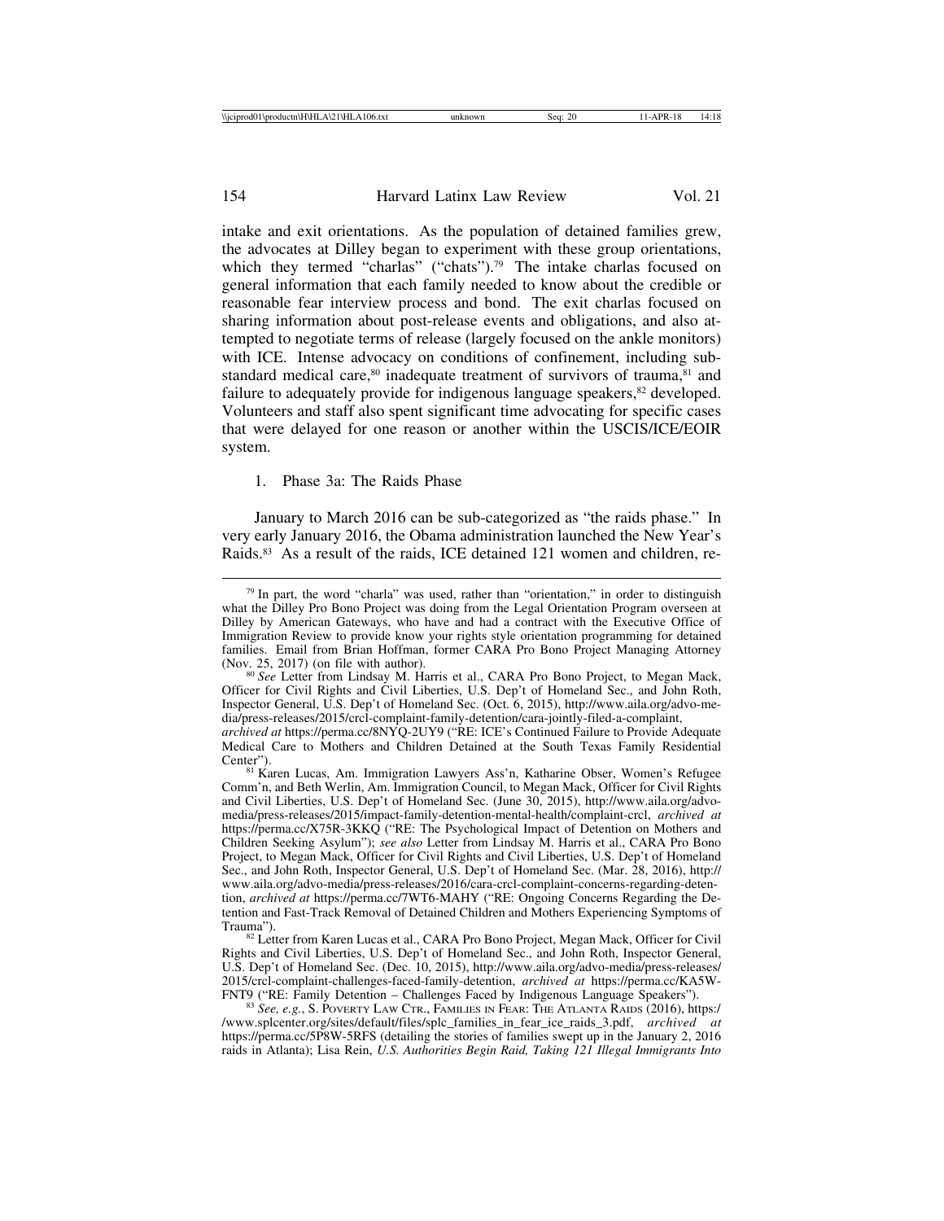intake and exit orientations. As the population of detained families grew, the advocates at Dilley began to experiment with these group orientations, which they termed "charlas" ("chats").[79] The intake charlas focused on general information that each family needed to know about the credible or reasonable fear interview process and bond. The exit charlas focused on sharing information about post-release events and obligations, and also attempted to negotiate terms of release (largely focused on the ankle monitors) with ICE. Intense advocacy on conditions of confinement, including substandard medical care,[80] inadequate treatment of survivors of trauma,[81] and failure to adequately provide for indigenous language speakers,[82] developed. Volunteers and staff also spent significant time advocating for specific cases that were delayed for one reason or another within the USCIS/ICE/EOIR system.

1. Phase 3a: The Raids Phase

January to March 2016 can be sub-categorized as "the raids phase." In very early January 2016, the Obama administration launched the New Year's Raids.[83] As a result of the raids, ICE detained 121 women and children, re-

---

[79] In part, the word "charla" was used, rather than "orientation," in order to distinguish what the Dilley Pro Bono Project was doing from the Legal Orientation Program overseen at Dilley by American Gateways, who have and had a contract with the Executive Office of Immigration Review to provide know your rights style orientation programming for detained families. Email from Brian Hoffman, former CARA Pro Bono Project Managing Attorney (Nov. 25, 2017) (on file with author).

[80] *See* Letter from Lindsay M. Harris et al., CARA Pro Bono Project, to Megan Mack, Officer for Civil Rights and Civil Liberties, U.S. Dep't of Homeland Sec., and John Roth, Inspector General, U.S. Dep't of Homeland Sec. (Oct. 6, 2015), http://www.aila.org/advo-media/press-releases/2015/crcl-complaint-family-detention/cara-jointly-filed-a-complaint, *archived at* https://perma.cc/8NYQ-2UY9 ("RE: ICE's Continued Failure to Provide Adequate Medical Care to Mothers and Children Detained at the South Texas Family Residential Center").

[81] Karen Lucas, Am. Immigration Lawyers Ass'n, Katharine Obser, Women's Refugee Comm'n, and Beth Werlin, Am. Immigration Council, to Megan Mack, Officer for Civil Rights and Civil Liberties, U.S. Dep't of Homeland Sec. (June 30, 2015), http://www.aila.org/advo-media/press-releases/2015/impact-family-detention-mental-health/complaint-crcl, *archived at* https://perma.cc/X75R-3KKQ ("RE: The Psychological Impact of Detention on Mothers and Children Seeking Asylum"); *see also* Letter from Lindsay M. Harris et al., CARA Pro Bono Project, to Megan Mack, Officer for Civil Rights and Civil Liberties, U.S. Dep't of Homeland Sec., and John Roth, Inspector General, U.S. Dep't of Homeland Sec. (Mar. 28, 2016), http://www.aila.org/advo-media/press-releases/2016/cara-crcl-complaint-concerns-regarding-detention, *archived at* https://perma.cc/7WT6-MAHY ("RE: Ongoing Concerns Regarding the Detention and Fast-Track Removal of Detained Children and Mothers Experiencing Symptoms of Trauma").

[82] Letter from Karen Lucas et al., CARA Pro Bono Project, Megan Mack, Officer for Civil Rights and Civil Liberties, U.S. Dep't of Homeland Sec., and John Roth, Inspector General, U.S. Dep't of Homeland Sec. (Dec. 10, 2015), http://www.aila.org/advo-media/press-releases/2015/crcl-complaint-challenges-faced-family-detention, *archived at* https://perma.cc/KA5W-FNT9 ("RE: Family Detention – Challenges Faced by Indigenous Language Speakers").

[83] *See, e.g.*, S. Poverty Law Ctr., Families in Fear: The Atlanta Raids (2016), https://www.splcenter.org/sites/default/files/splc_families_in_fear_ice_raids_3.pdf, *archived at* https://perma.cc/5P8W-5RFS (detailing the stories of families swept up in the January 2, 2016 raids in Atlanta); Lisa Rein, *U.S. Authorities Begin Raid, Taking 121 Illegal Immigrants Into*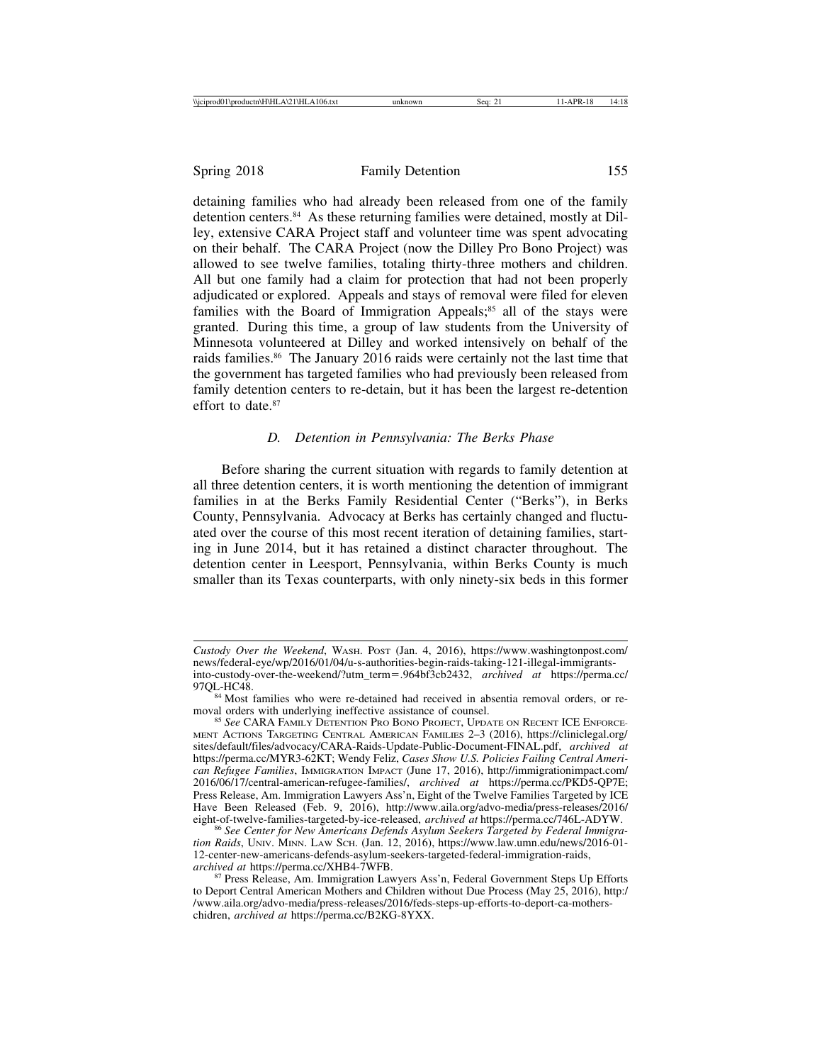detaining families who had already been released from one of the family detention centers.[84] As these returning families were detained, mostly at Dilley, extensive CARA Project staff and volunteer time was spent advocating on their behalf. The CARA Project (now the Dilley Pro Bono Project) was allowed to see twelve families, totaling thirty-three mothers and children. All but one family had a claim for protection that had not been properly adjudicated or explored. Appeals and stays of removal were filed for eleven families with the Board of Immigration Appeals;[85] all of the stays were granted. During this time, a group of law students from the University of Minnesota volunteered at Dilley and worked intensively on behalf of the raids families.[86] The January 2016 raids were certainly not the last time that the government has targeted families who had previously been released from family detention centers to re-detain, but it has been the largest re-detention effort to date.[87]

### *D. Detention in Pennsylvania: The Berks Phase*

Before sharing the current situation with regards to family detention at all three detention centers, it is worth mentioning the detention of immigrant families in at the Berks Family Residential Center ("Berks"), in Berks County, Pennsylvania. Advocacy at Berks has certainly changed and fluctuated over the course of this most recent iteration of detaining families, starting in June 2014, but it has retained a distinct character throughout. The detention center in Leesport, Pennsylvania, within Berks County is much smaller than its Texas counterparts, with only ninety-six beds in this former

---

*Custody Over the Weekend*, WASH. POST (Jan. 4, 2016), https://www.washingtonpost.com/news/federal-eye/wp/2016/01/04/u-s-authorities-begin-raids-taking-121-illegal-immigrants-into-custody-over-the-weekend/?utm_term=.964bf3cb2432, *archived at* https://perma.cc/97QL-HC48.

[84] Most families who were re-detained had received in absentia removal orders, or removal orders with underlying ineffective assistance of counsel.

[85] *See* CARA FAMILY DETENTION PRO BONO PROJECT, UPDATE ON RECENT ICE ENFORCEMENT ACTIONS TARGETING CENTRAL AMERICAN FAMILIES 2–3 (2016), https://cliniclegal.org/sites/default/files/advocacy/CARA-Raids-Update-Public-Document-FINAL.pdf, *archived at* https://perma.cc/MYR3-62KT; Wendy Feliz, *Cases Show U.S. Policies Failing Central American Refugee Families*, IMMIGRATION IMPACT (June 17, 2016), http://immigrationimpact.com/2016/06/17/central-american-refugee-families/, *archived at* https://perma.cc/PKD5-QP7E; Press Release, Am. Immigration Lawyers Ass'n, Eight of the Twelve Families Targeted by ICE Have Been Released (Feb. 9, 2016), http://www.aila.org/advo-media/press-releases/2016/eight-of-twelve-families-targeted-by-ice-released, *archived at* https://perma.cc/746L-ADYW.

[86] *See Center for New Americans Defends Asylum Seekers Targeted by Federal Immigration Raids*, UNIV. MINN. LAW SCH. (Jan. 12, 2016), https://www.law.umn.edu/news/2016-01-12-center-new-americans-defends-asylum-seekers-targeted-federal-immigration-raids, *archived at* https://perma.cc/XHB4-7WFB.

[87] Press Release, Am. Immigration Lawyers Ass'n, Federal Government Steps Up Efforts to Deport Central American Mothers and Children without Due Process (May 25, 2016), http://www.aila.org/advo-media/press-releases/2016/feds-steps-up-efforts-to-deport-ca-mothers-chidren, *archived at* https://perma.cc/B2KG-8YXX.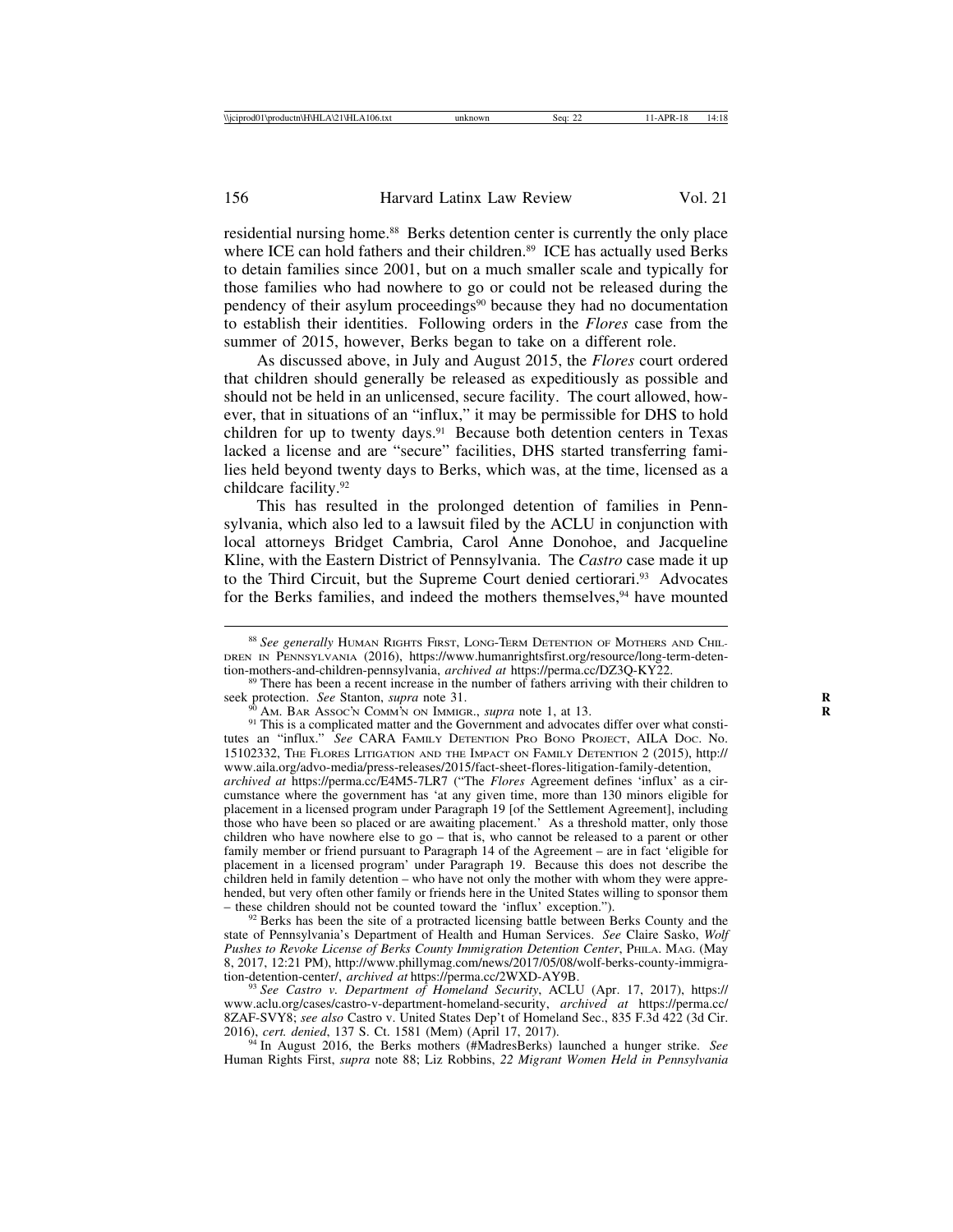residential nursing home.[88] Berks detention center is currently the only place where ICE can hold fathers and their children.[89] ICE has actually used Berks to detain families since 2001, but on a much smaller scale and typically for those families who had nowhere to go or could not be released during the pendency of their asylum proceedings[90] because they had no documentation to establish their identities. Following orders in the *Flores* case from the summer of 2015, however, Berks began to take on a different role.

As discussed above, in July and August 2015, the *Flores* court ordered that children should generally be released as expeditiously as possible and should not be held in an unlicensed, secure facility. The court allowed, however, that in situations of an "influx," it may be permissible for DHS to hold children for up to twenty days.[91] Because both detention centers in Texas lacked a license and are "secure" facilities, DHS started transferring families held beyond twenty days to Berks, which was, at the time, licensed as a childcare facility.[92]

This has resulted in the prolonged detention of families in Pennsylvania, which also led to a lawsuit filed by the ACLU in conjunction with local attorneys Bridget Cambria, Carol Anne Donohoe, and Jacqueline Kline, with the Eastern District of Pennsylvania. The *Castro* case made it up to the Third Circuit, but the Supreme Court denied certiorari.[93] Advocates for the Berks families, and indeed the mothers themselves,[94] have mounted

---

[88] *See generally* Human Rights First, Long-Term Detention of Mothers and Children in Pennsylvania (2016), https://www.humanrightsfirst.org/resource/long-term-detention-mothers-and-children-pennsylvania, *archived at* https://perma.cc/DZ3Q-KY22.

[89] There has been a recent increase in the number of fathers arriving with their children to seek protection. *See* Stanton, *supra* note 31.

[90] Am. Bar Assoc'n Comm'n on Immigr., *supra* note 1, at 13.

[91] This is a complicated matter and the Government and advocates differ over what constitutes an "influx." *See* CARA Family Detention Pro Bono Project, AILA Doc. No. 15102332, The Flores Litigation and the Impact on Family Detention 2 (2015), http://www.aila.org/advo-media/press-releases/2015/fact-sheet-flores-litigation-family-detention, *archived at* https://perma.cc/E4M5-7LR7 ("The *Flores* Agreement defines 'influx' as a circumstance where the government has 'at any given time, more than 130 minors eligible for placement in a licensed program under Paragraph 19 [of the Settlement Agreement], including those who have been so placed or are awaiting placement.' As a threshold matter, only those children who have nowhere else to go – that is, who cannot be released to a parent or other family member or friend pursuant to Paragraph 14 of the Agreement – are in fact 'eligible for placement in a licensed program' under Paragraph 19. Because this does not describe the children held in family detention – who have not only the mother with whom they were apprehended, but very often other family or friends here in the United States willing to sponsor them – these children should not be counted toward the 'influx' exception.").

[92] Berks has been the site of a protracted licensing battle between Berks County and the state of Pennsylvania's Department of Health and Human Services. *See* Claire Sasko, *Wolf Pushes to Revoke License of Berks County Immigration Detention Center*, Phila. Mag. (May 8, 2017, 12:21 PM), http://www.phillymag.com/news/2017/05/08/wolf-berks-county-immigration-detention-center/, *archived at* https://perma.cc/2WXD-AY9B.

[93] *See Castro v. Department of Homeland Security*, ACLU (Apr. 17, 2017), https://www.aclu.org/cases/castro-v-department-homeland-security, *archived at* https://perma.cc/8ZAF-SVY8; *see also* Castro v. United States Dep't of Homeland Sec., 835 F.3d 422 (3d Cir. 2016), *cert. denied*, 137 S. Ct. 1581 (Mem) (April 17, 2017).

[94] In August 2016, the Berks mothers (#MadresBerks) launched a hunger strike. *See* Human Rights First, *supra* note 88; Liz Robbins, *22 Migrant Women Held in Pennsylvania*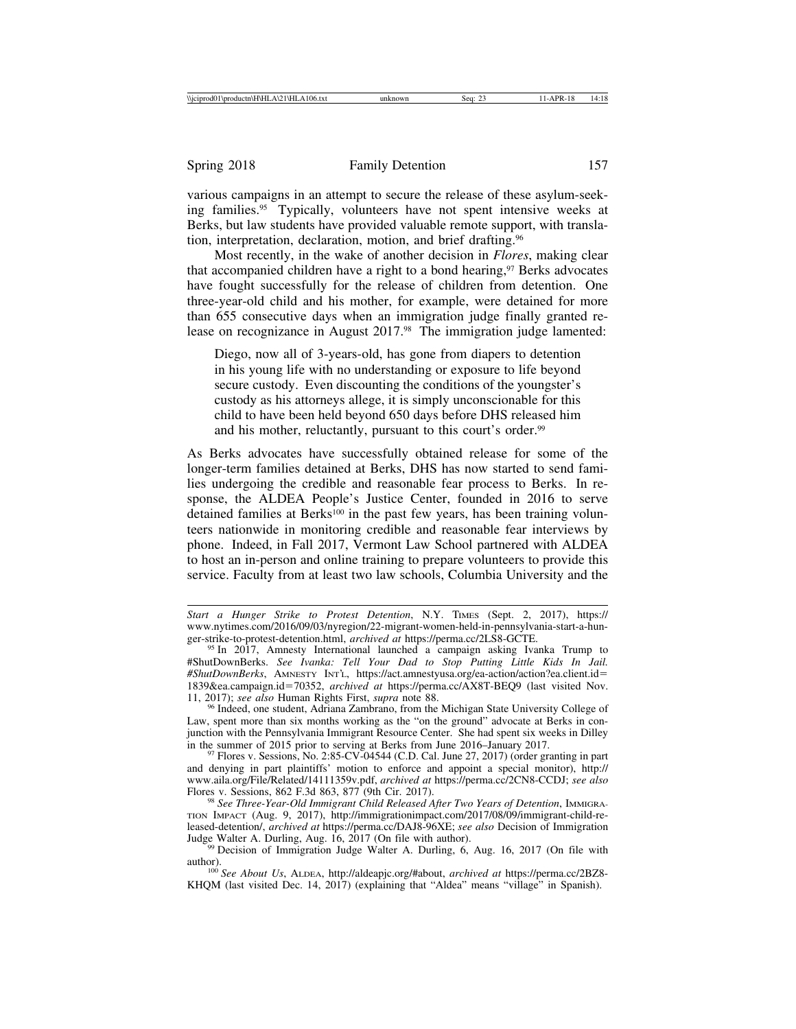various campaigns in an attempt to secure the release of these asylum-seeking families.[95] Typically, volunteers have not spent intensive weeks at Berks, but law students have provided valuable remote support, with translation, interpretation, declaration, motion, and brief drafting.[96]

Most recently, in the wake of another decision in *Flores*, making clear that accompanied children have a right to a bond hearing,[97] Berks advocates have fought successfully for the release of children from detention. One three-year-old child and his mother, for example, were detained for more than 655 consecutive days when an immigration judge finally granted release on recognizance in August 2017.[98] The immigration judge lamented:

> Diego, now all of 3-years-old, has gone from diapers to detention in his young life with no understanding or exposure to life beyond secure custody. Even discounting the conditions of the youngster's custody as his attorneys allege, it is simply unconscionable for this child to have been held beyond 650 days before DHS released him and his mother, reluctantly, pursuant to this court's order.[99]

As Berks advocates have successfully obtained release for some of the longer-term families detained at Berks, DHS has now started to send families undergoing the credible and reasonable fear process to Berks. In response, the ALDEA People's Justice Center, founded in 2016 to serve detained families at Berks[100] in the past few years, has been training volunteers nationwide in monitoring credible and reasonable fear interviews by phone. Indeed, in Fall 2017, Vermont Law School partnered with ALDEA to host an in-person and online training to prepare volunteers to provide this service. Faculty from at least two law schools, Columbia University and the

---

*Start a Hunger Strike to Protest Detention*, N.Y. TIMES (Sept. 2, 2017), https://www.nytimes.com/2016/09/03/nyregion/22-migrant-women-held-in-pennsylvania-start-a-hunger-strike-to-protest-detention.html, *archived at* https://perma.cc/2LS8-GCTE.

[95] In 2017, Amnesty International launched a campaign asking Ivanka Trump to #ShutDownBerks. *See Ivanka: Tell Your Dad to Stop Putting Little Kids In Jail. #ShutDownBerks*, AMNESTY INT'L, https://act.amnestyusa.org/ea-action/action?ea.client.id=1839&ea.campaign.id=70352, *archived at* https://perma.cc/AX8T-BEQ9 (last visited Nov. 11, 2017); *see also* Human Rights First, *supra* note 88.

[96] Indeed, one student, Adriana Zambrano, from the Michigan State University College of Law, spent more than six months working as the "on the ground" advocate at Berks in conjunction with the Pennsylvania Immigrant Resource Center. She had spent six weeks in Dilley in the summer of 2015 prior to serving at Berks from June 2016–January 2017.

[97] Flores v. Sessions, No. 2:85-CV-04544 (C.D. Cal. June 27, 2017) (order granting in part and denying in part plaintiffs' motion to enforce and appoint a special monitor), http://www.aila.org/File/Related/14111359v.pdf, *archived at* https://perma.cc/2CN8-CCDJ; *see also* Flores v. Sessions, 862 F.3d 863, 877 (9th Cir. 2017).

[98] *See Three-Year-Old Immigrant Child Released After Two Years of Detention*, IMMIGRATION IMPACT (Aug. 9, 2017), http://immigrationimpact.com/2017/08/09/immigrant-child-released-detention/, *archived at* https://perma.cc/DAJ8-96XE; *see also* Decision of Immigration Judge Walter A. Durling, Aug. 16, 2017 (On file with author).

[99] Decision of Immigration Judge Walter A. Durling, 6, Aug. 16, 2017 (On file with author).

[100] *See About Us*, ALDEA, http://aldeapjc.org/#about, *archived at* https://perma.cc/2BZ8-KHQM (last visited Dec. 14, 2017) (explaining that "Aldea" means "village" in Spanish).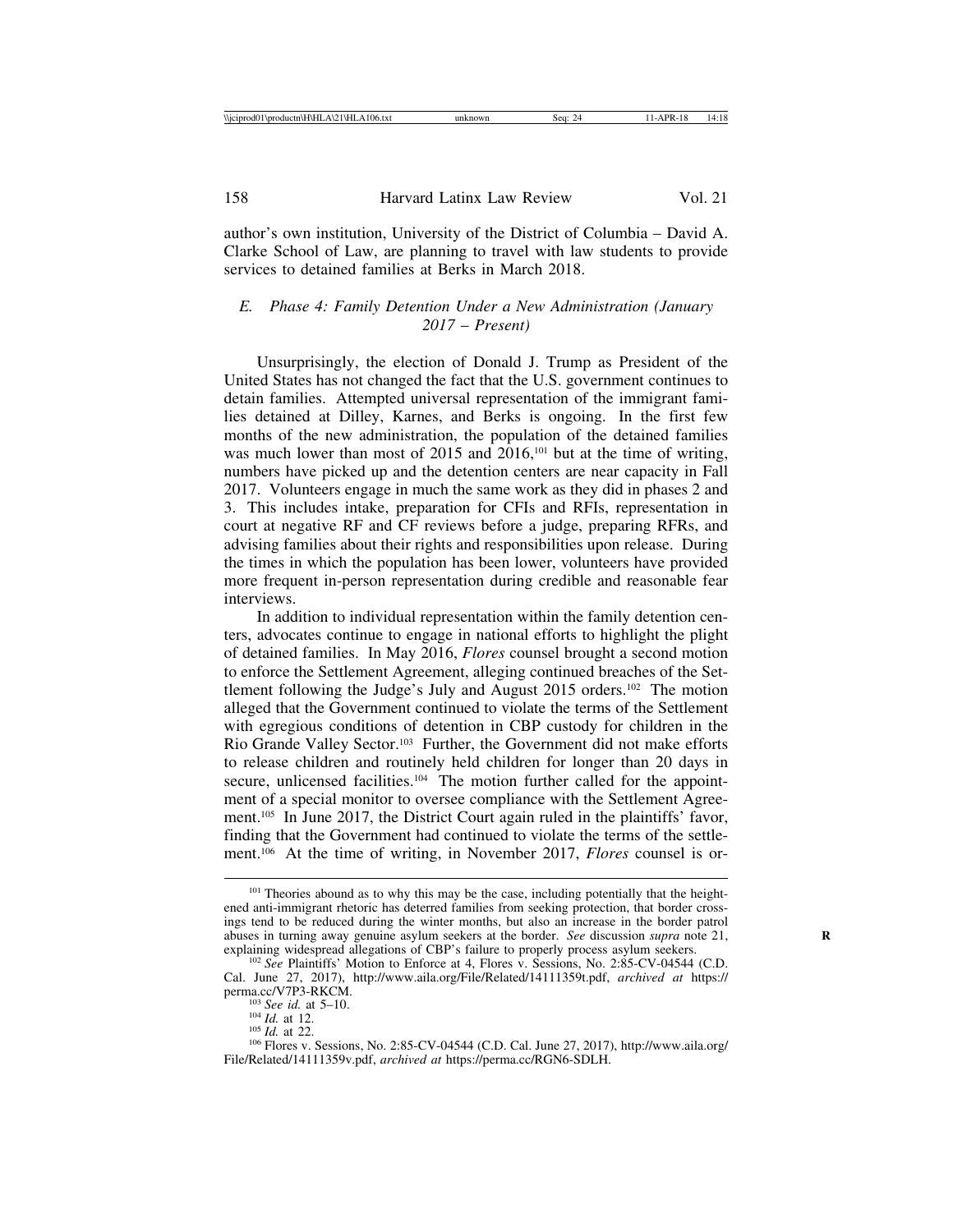author's own institution, University of the District of Columbia – David A. Clarke School of Law, are planning to travel with law students to provide services to detained families at Berks in March 2018.

### E. Phase 4: Family Detention Under a New Administration (January 2017 – Present)

Unsurprisingly, the election of Donald J. Trump as President of the United States has not changed the fact that the U.S. government continues to detain families. Attempted universal representation of the immigrant families detained at Dilley, Karnes, and Berks is ongoing. In the first few months of the new administration, the population of the detained families was much lower than most of 2015 and 2016,[101] but at the time of writing, numbers have picked up and the detention centers are near capacity in Fall 2017. Volunteers engage in much the same work as they did in phases 2 and 3. This includes intake, preparation for CFIs and RFIs, representation in court at negative RF and CF reviews before a judge, preparing RFRs, and advising families about their rights and responsibilities upon release. During the times in which the population has been lower, volunteers have provided more frequent in-person representation during credible and reasonable fear interviews.

In addition to individual representation within the family detention centers, advocates continue to engage in national efforts to highlight the plight of detained families. In May 2016, *Flores* counsel brought a second motion to enforce the Settlement Agreement, alleging continued breaches of the Settlement following the Judge's July and August 2015 orders.[102] The motion alleged that the Government continued to violate the terms of the Settlement with egregious conditions of detention in CBP custody for children in the Rio Grande Valley Sector.[103] Further, the Government did not make efforts to release children and routinely held children for longer than 20 days in secure, unlicensed facilities.[104] The motion further called for the appointment of a special monitor to oversee compliance with the Settlement Agreement.[105] In June 2017, the District Court again ruled in the plaintiffs' favor, finding that the Government had continued to violate the terms of the settlement.[106] At the time of writing, in November 2017, *Flores* counsel is or-

---

[101] Theories abound as to why this may be the case, including potentially that the heightened anti-immigrant rhetoric has deterred families from seeking protection, that border crossings tend to be reduced during the winter months, but also an increase in the border patrol abuses in turning away genuine asylum seekers at the border. *See* discussion *supra* note 21, explaining widespread allegations of CBP's failure to properly process asylum seekers.

[102] *See* Plaintiffs' Motion to Enforce at 4, Flores v. Sessions, No. 2:85-CV-04544 (C.D. Cal. June 27, 2017), http://www.aila.org/File/Related/14111359t.pdf, *archived at* https://perma.cc/V7P3-RKCM.

[103] *See id.* at 5–10.

[104] *Id.* at 12.

[105] *Id.* at 22.

[106] Flores v. Sessions, No. 2:85-CV-04544 (C.D. Cal. June 27, 2017), http://www.aila.org/File/Related/14111359v.pdf, *archived at* https://perma.cc/RGN6-SDLH.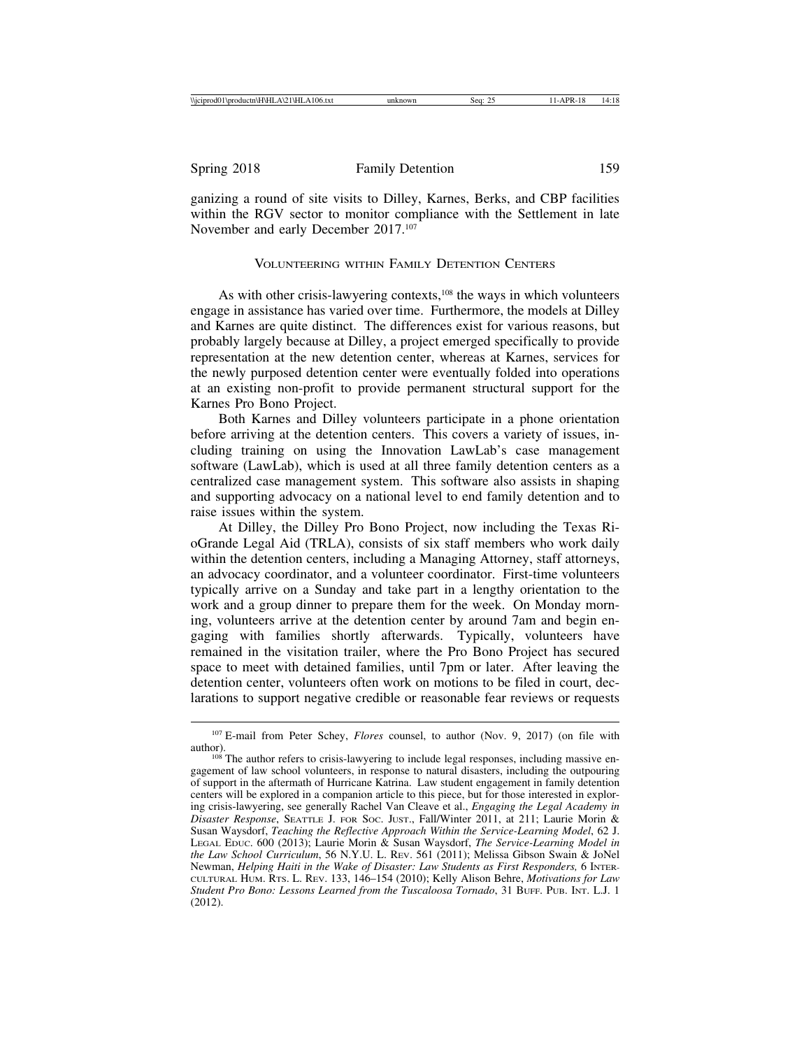ganizing a round of site visits to Dilley, Karnes, Berks, and CBP facilities within the RGV sector to monitor compliance with the Settlement in late November and early December 2017.[107]

## Volunteering within Family Detention Centers

As with other crisis-lawyering contexts,[108] the ways in which volunteers engage in assistance has varied over time. Furthermore, the models at Dilley and Karnes are quite distinct. The differences exist for various reasons, but probably largely because at Dilley, a project emerged specifically to provide representation at the new detention center, whereas at Karnes, services for the newly purposed detention center were eventually folded into operations at an existing non-profit to provide permanent structural support for the Karnes Pro Bono Project.

Both Karnes and Dilley volunteers participate in a phone orientation before arriving at the detention centers. This covers a variety of issues, including training on using the Innovation LawLab's case management software (LawLab), which is used at all three family detention centers as a centralized case management system. This software also assists in shaping and supporting advocacy on a national level to end family detention and to raise issues within the system.

At Dilley, the Dilley Pro Bono Project, now including the Texas RioGrande Legal Aid (TRLA), consists of six staff members who work daily within the detention centers, including a Managing Attorney, staff attorneys, an advocacy coordinator, and a volunteer coordinator. First-time volunteers typically arrive on a Sunday and take part in a lengthy orientation to the work and a group dinner to prepare them for the week. On Monday morning, volunteers arrive at the detention center by around 7am and begin engaging with families shortly afterwards. Typically, volunteers have remained in the visitation trailer, where the Pro Bono Project has secured space to meet with detained families, until 7pm or later. After leaving the detention center, volunteers often work on motions to be filed in court, declarations to support negative credible or reasonable fear reviews or requests

---

[107] E-mail from Peter Schey, *Flores* counsel, to author (Nov. 9, 2017) (on file with author).

[108] The author refers to crisis-lawyering to include legal responses, including massive engagement of law school volunteers, in response to natural disasters, including the outpouring of support in the aftermath of Hurricane Katrina. Law student engagement in family detention centers will be explored in a companion article to this piece, but for those interested in exploring crisis-lawyering, see generally Rachel Van Cleave et al., *Engaging the Legal Academy in Disaster Response*, Seattle J. for Soc. Just., Fall/Winter 2011, at 211; Laurie Morin & Susan Waysdorf, *Teaching the Reflective Approach Within the Service-Learning Model*, 62 J. Legal Educ. 600 (2013); Laurie Morin & Susan Waysdorf, *The Service-Learning Model in the Law School Curriculum*, 56 N.Y.U. L. Rev. 561 (2011); Melissa Gibson Swain & JoNel Newman, *Helping Haiti in the Wake of Disaster: Law Students as First Responders,* 6 Intercultural Hum. Rts. L. Rev. 133, 146–154 (2010); Kelly Alison Behre, *Motivations for Law Student Pro Bono: Lessons Learned from the Tuscaloosa Tornado*, 31 Buff. Pub. Int. L.J. 1 (2012).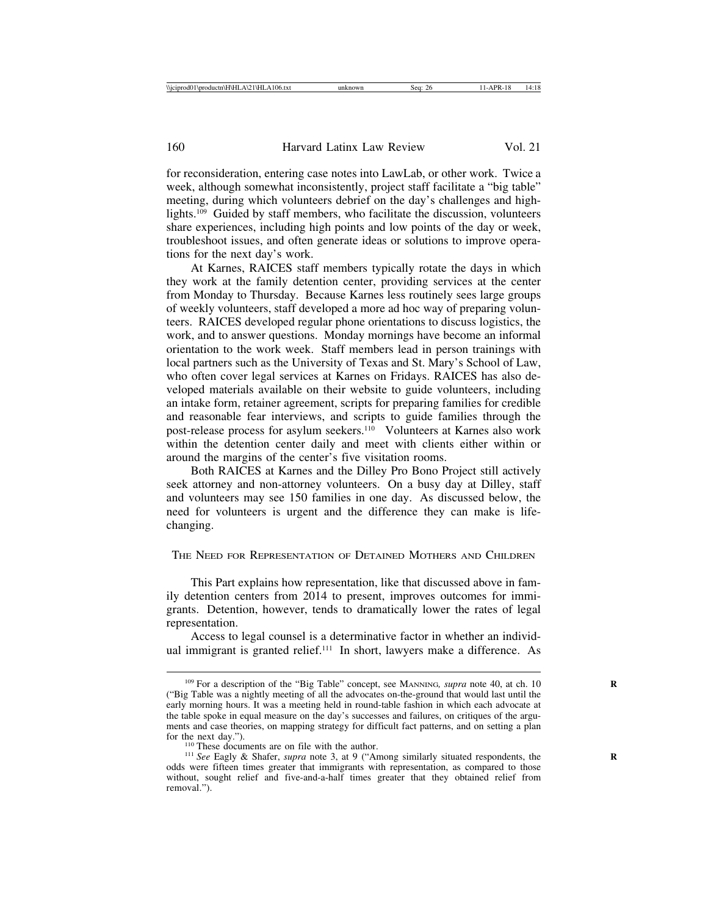for reconsideration, entering case notes into LawLab, or other work. Twice a week, although somewhat inconsistently, project staff facilitate a "big table" meeting, during which volunteers debrief on the day's challenges and highlights.[109] Guided by staff members, who facilitate the discussion, volunteers share experiences, including high points and low points of the day or week, troubleshoot issues, and often generate ideas or solutions to improve operations for the next day's work.

At Karnes, RAICES staff members typically rotate the days in which they work at the family detention center, providing services at the center from Monday to Thursday. Because Karnes less routinely sees large groups of weekly volunteers, staff developed a more ad hoc way of preparing volunteers. RAICES developed regular phone orientations to discuss logistics, the work, and to answer questions. Monday mornings have become an informal orientation to the work week. Staff members lead in person trainings with local partners such as the University of Texas and St. Mary's School of Law, who often cover legal services at Karnes on Fridays. RAICES has also developed materials available on their website to guide volunteers, including an intake form, retainer agreement, scripts for preparing families for credible and reasonable fear interviews, and scripts to guide families through the post-release process for asylum seekers.[110] Volunteers at Karnes also work within the detention center daily and meet with clients either within or around the margins of the center's five visitation rooms.

Both RAICES at Karnes and the Dilley Pro Bono Project still actively seek attorney and non-attorney volunteers. On a busy day at Dilley, staff and volunteers may see 150 families in one day. As discussed below, the need for volunteers is urgent and the difference they can make is life-changing.

## The Need for Representation of Detained Mothers and Children

This Part explains how representation, like that discussed above in family detention centers from 2014 to present, improves outcomes for immigrants. Detention, however, tends to dramatically lower the rates of legal representation.

Access to legal counsel is a determinative factor in whether an individual immigrant is granted relief.[111] In short, lawyers make a difference. As

---

[109] For a description of the "Big Table" concept, see Manning, *supra* note 40, at ch. 10 ("Big Table was a nightly meeting of all the advocates on-the-ground that would last until the early morning hours. It was a meeting held in round-table fashion in which each advocate at the table spoke in equal measure on the day's successes and failures, on critiques of the arguments and case theories, on mapping strategy for difficult fact patterns, and on setting a plan for the next day.").

[110] These documents are on file with the author.

[111] *See* Eagly & Shafer, *supra* note 3, at 9 ("Among similarly situated respondents, the odds were fifteen times greater that immigrants with representation, as compared to those without, sought relief and five-and-a-half times greater that they obtained relief from removal.").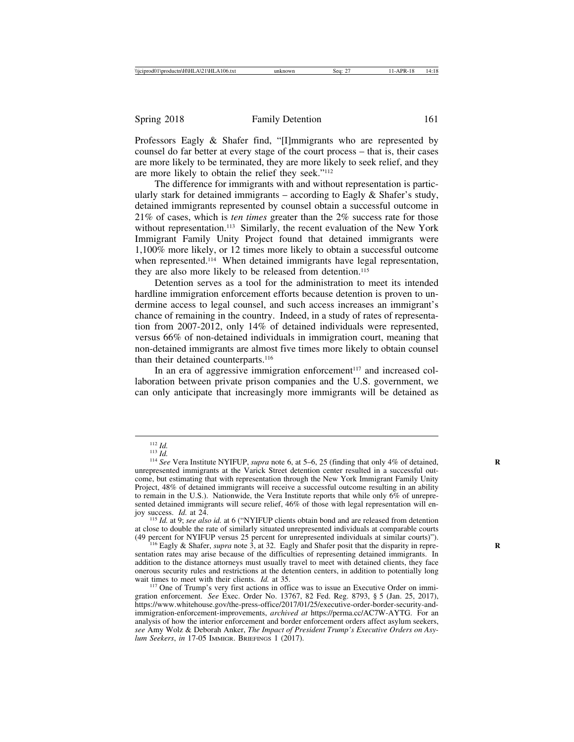Professors Eagly & Shafer find, "[I]mmigrants who are represented by counsel do far better at every stage of the court process – that is, their cases are more likely to be terminated, they are more likely to seek relief, and they are more likely to obtain the relief they seek."[112]

The difference for immigrants with and without representation is particularly stark for detained immigrants – according to Eagly & Shafer's study, detained immigrants represented by counsel obtain a successful outcome in 21% of cases, which is *ten times* greater than the 2% success rate for those without representation.[113] Similarly, the recent evaluation of the New York Immigrant Family Unity Project found that detained immigrants were 1,100% more likely, or 12 times more likely to obtain a successful outcome when represented.[114] When detained immigrants have legal representation, they are also more likely to be released from detention.[115]

Detention serves as a tool for the administration to meet its intended hardline immigration enforcement efforts because detention is proven to undermine access to legal counsel, and such access increases an immigrant's chance of remaining in the country. Indeed, in a study of rates of representation from 2007-2012, only 14% of detained individuals were represented, versus 66% of non-detained individuals in immigration court, meaning that non-detained immigrants are almost five times more likely to obtain counsel than their detained counterparts.[116]

In an era of aggressive immigration enforcement[117] and increased collaboration between private prison companies and the U.S. government, we can only anticipate that increasingly more immigrants will be detained as

---

[112] *Id.*

[113] *Id.*

[114] *See* Vera Institute NYIFUP, *supra* note 6, at 5–6, 25 (finding that only 4% of detained, unrepresented immigrants at the Varick Street detention center resulted in a successful outcome, but estimating that with representation through the New York Immigrant Family Unity Project, 48% of detained immigrants will receive a successful outcome resulting in an ability to remain in the U.S.). Nationwide, the Vera Institute reports that while only 6% of unrepresented detained immigrants will secure relief, 46% of those with legal representation will enjoy success. *Id.* at 24.

[115] *Id.* at 9; *see also id.* at 6 ("NYIFUP clients obtain bond and are released from detention at close to double the rate of similarly situated unrepresented individuals at comparable courts (49 percent for NYIFUP versus 25 percent for unrepresented individuals at similar courts)").

[116] Eagly & Shafer, *supra* note 3, at 32. Eagly and Shafer posit that the disparity in representation rates may arise because of the difficulties of representing detained immigrants. In addition to the distance attorneys must usually travel to meet with detained clients, they face onerous security rules and restrictions at the detention centers, in addition to potentially long wait times to meet with their clients. *Id.* at 35.

[117] One of Trump's very first actions in office was to issue an Executive Order on immigration enforcement. *See* Exec. Order No. 13767, 82 Fed. Reg. 8793, § 5 (Jan. 25, 2017), https://www.whitehouse.gov/the-press-office/2017/01/25/executive-order-border-security-and-immigration-enforcement-improvements, *archived at* https://perma.cc/AC7W-AYTG. For an analysis of how the interior enforcement and border enforcement orders affect asylum seekers, *see* Amy Wolz & Deborah Anker, *The Impact of President Trump's Executive Orders on Asylum Seekers*, *in* 17-05 IMMIGR. BRIEFINGS 1 (2017).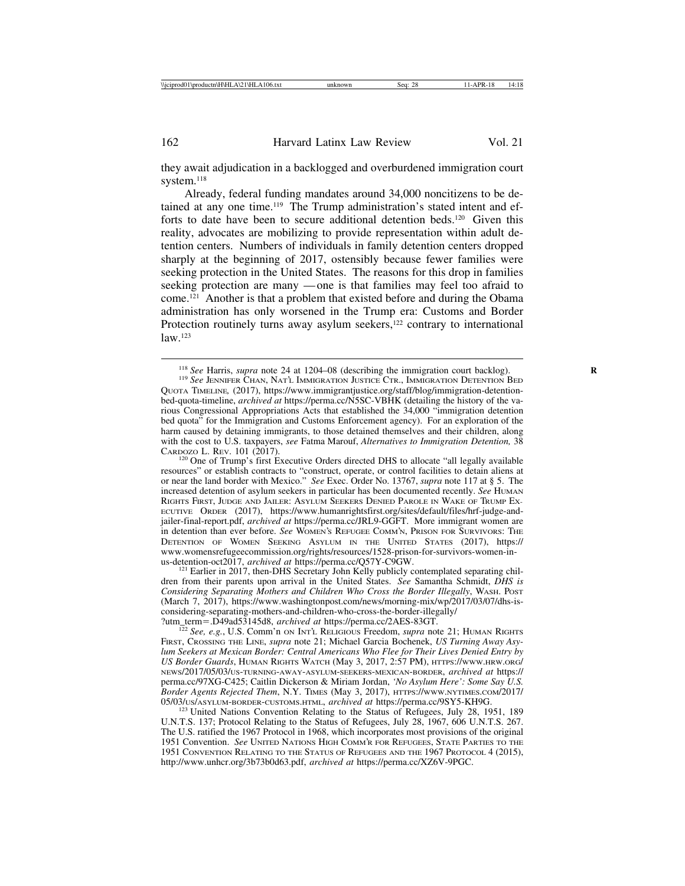they await adjudication in a backlogged and overburdened immigration court system.[118]

Already, federal funding mandates around 34,000 noncitizens to be detained at any one time.[119] The Trump administration's stated intent and efforts to date have been to secure additional detention beds.[120] Given this reality, advocates are mobilizing to provide representation within adult detention centers. Numbers of individuals in family detention centers dropped sharply at the beginning of 2017, ostensibly because fewer families were seeking protection in the United States. The reasons for this drop in families seeking protection are many — one is that families may feel too afraid to come.[121] Another is that a problem that existed before and during the Obama administration has only worsened in the Trump era: Customs and Border Protection routinely turns away asylum seekers,[122] contrary to international law.[123]

---

[118] *See* Harris, *supra* note 24 at 1204–08 (describing the immigration court backlog).

[119] *See* Jennifer Chan, Nat'l Immigration Justice Ctr., Immigration Detention Bed Quota Timeline, (2017), https://www.immigrantjustice.org/staff/blog/immigration-detention-bed-quota-timeline, *archived at* https://perma.cc/N5SC-VBHK (detailing the history of the various Congressional Appropriations Acts that established the 34,000 "immigration detention bed quota" for the Immigration and Customs Enforcement agency). For an exploration of the harm caused by detaining immigrants, to those detained themselves and their children, along with the cost to U.S. taxpayers, *see* Fatma Marouf, *Alternatives to Immigration Detention,* 38 Cardozo L. Rev. 101 (2017).

[120] One of Trump's first Executive Orders directed DHS to allocate "all legally available resources" or establish contracts to "construct, operate, or control facilities to detain aliens at or near the land border with Mexico." *See* Exec. Order No. 13767, *supra* note 117 at § 5. The increased detention of asylum seekers in particular has been documented recently. *See* Human Rights First, Judge and Jailer: Asylum Seekers Denied Parole in Wake of Trump Executive Order (2017), https://www.humanrightsfirst.org/sites/default/files/hrf-judge-and-jailer-final-report.pdf, *archived at* https://perma.cc/JRL9-GGFT. More immigrant women are in detention than ever before. *See* Women's Refugee Comm'n, Prison for Survivors: The Detention of Women Seeking Asylum in the United States (2017), https://www.womensrefugeecommission.org/rights/resources/1528-prison-for-survivors-women-in-us-detention-oct2017, *archived at* https://perma.cc/Q57Y-C9GW.

[121] Earlier in 2017, then-DHS Secretary John Kelly publicly contemplated separating children from their parents upon arrival in the United States. *See* Samantha Schmidt, *DHS is Considering Separating Mothers and Children Who Cross the Border Illegally*, Wash. Post (March 7, 2017), https://www.washingtonpost.com/news/morning-mix/wp/2017/03/07/dhs-is-considering-separating-mothers-and-children-who-cross-the-border-illegally/?utm_term=.D49ad53145d8, *archived at* https://perma.cc/2AES-83GT.

[122] *See, e.g.*, U.S. Comm'n on Int'l Religious Freedom, *supra* note 21; Human Rights First, Crossing the Line, *supra* note 21; Michael Garcia Bochenek, *US Turning Away Asylum Seekers at Mexican Border: Central Americans Who Flee for Their Lives Denied Entry by US Border Guards*, Human Rights Watch (May 3, 2017, 2:57 PM), https://www.hrw.org/news/2017/05/03/us-turning-away-asylum-seekers-mexican-border, *archived at* https://perma.cc/97XG-C425; Caitlin Dickerson & Miriam Jordan, *'No Asylum Here': Some Say U.S. Border Agents Rejected Them*, N.Y. Times (May 3, 2017), https://www.nytimes.com/2017/05/03/us/asylum-border-customs.html, *archived at* https://perma.cc/9SY5-KH9G.

[123] United Nations Convention Relating to the Status of Refugees, July 28, 1951, 189 U.N.T.S. 137; Protocol Relating to the Status of Refugees, July 28, 1967, 606 U.N.T.S. 267. The U.S. ratified the 1967 Protocol in 1968, which incorporates most provisions of the original 1951 Convention. *See* United Nations High Comm'r for Refugees, State Parties to the 1951 Convention Relating to the Status of Refugees and the 1967 Protocol 4 (2015), http://www.unhcr.org/3b73b0d63.pdf, *archived at* https://perma.cc/XZ6V-9PGC.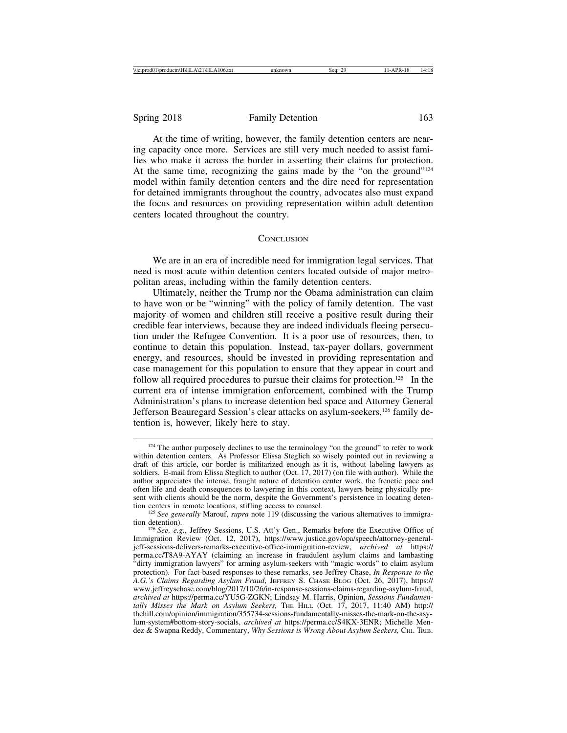At the time of writing, however, the family detention centers are nearing capacity once more. Services are still very much needed to assist families who make it across the border in asserting their claims for protection. At the same time, recognizing the gains made by the "on the ground"[124] model within family detention centers and the dire need for representation for detained immigrants throughout the country, advocates also must expand the focus and resources on providing representation within adult detention centers located throughout the country.

## Conclusion

We are in an era of incredible need for immigration legal services. That need is most acute within detention centers located outside of major metropolitan areas, including within the family detention centers.

Ultimately, neither the Trump nor the Obama administration can claim to have won or be "winning" with the policy of family detention. The vast majority of women and children still receive a positive result during their credible fear interviews, because they are indeed individuals fleeing persecution under the Refugee Convention. It is a poor use of resources, then, to continue to detain this population. Instead, tax-payer dollars, government energy, and resources, should be invested in providing representation and case management for this population to ensure that they appear in court and follow all required procedures to pursue their claims for protection.[125] In the current era of intense immigration enforcement, combined with the Trump Administration's plans to increase detention bed space and Attorney General Jefferson Beauregard Session's clear attacks on asylum-seekers,[126] family detention is, however, likely here to stay.

---

[124] The author purposely declines to use the terminology "on the ground" to refer to work within detention centers. As Professor Elissa Steglich so wisely pointed out in reviewing a draft of this article, our border is militarized enough as it is, without labeling lawyers as soldiers. E-mail from Elissa Steglich to author (Oct. 17, 2017) (on file with author). While the author appreciates the intense, fraught nature of detention center work, the frenetic pace and often life and death consequences to lawyering in this context, lawyers being physically present with clients should be the norm, despite the Government's persistence in locating detention centers in remote locations, stifling access to counsel.

[125] *See generally* Marouf, *supra* note 119 (discussing the various alternatives to immigration detention).

[126] *See, e.g.*, Jeffrey Sessions, U.S. Att'y Gen., Remarks before the Executive Office of Immigration Review (Oct. 12, 2017), https://www.justice.gov/opa/speech/attorney-general-jeff-sessions-delivers-remarks-executive-office-immigration-review, *archived at* https://perma.cc/T8A9-AYAY (claiming an increase in fraudulent asylum claims and lambasting "dirty immigration lawyers" for arming asylum-seekers with "magic words" to claim asylum protection). For fact-based responses to these remarks, see Jeffrey Chase, *In Response to the A.G.'s Claims Regarding Asylum Fraud*, Jeffrey S. Chase Blog (Oct. 26, 2017), https://www.jeffreyschase.com/blog/2017/10/26/in-response-sessions-claims-regarding-asylum-fraud, *archived at* https://perma.cc/YU5G-ZGKN; Lindsay M. Harris, Opinion, *Sessions Fundamentally Misses the Mark on Asylum Seekers,* The Hill (Oct. 17, 2017, 11:40 AM) http://thehill.com/opinion/immigration/355734-sessions-fundamentally-misses-the-mark-on-the-asylum-system#bottom-story-socials, *archived at* https://perma.cc/S4KX-3ENR; Michelle Mendez & Swapna Reddy, Commentary, *Why Sessions is Wrong About Asylum Seekers,* Chi. Trib.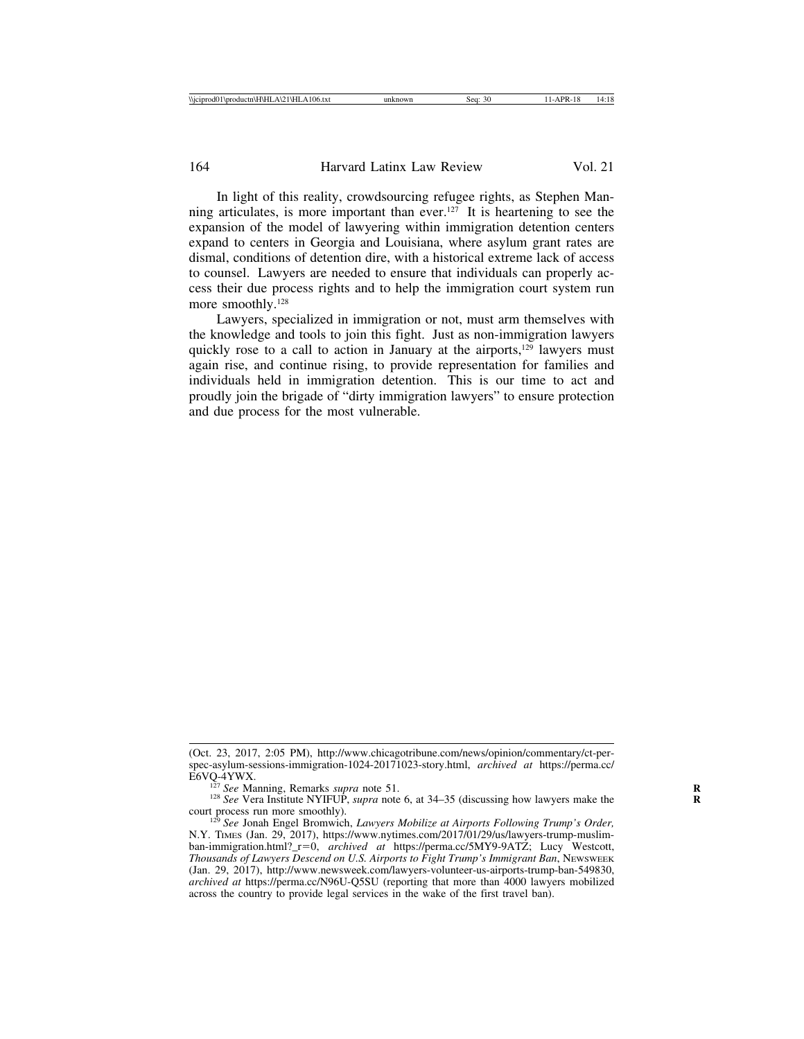In light of this reality, crowdsourcing refugee rights, as Stephen Manning articulates, is more important than ever.[127] It is heartening to see the expansion of the model of lawyering within immigration detention centers expand to centers in Georgia and Louisiana, where asylum grant rates are dismal, conditions of detention dire, with a historical extreme lack of access to counsel. Lawyers are needed to ensure that individuals can properly access their due process rights and to help the immigration court system run more smoothly.[128]

Lawyers, specialized in immigration or not, must arm themselves with the knowledge and tools to join this fight. Just as non-immigration lawyers quickly rose to a call to action in January at the airports,[129] lawyers must again rise, and continue rising, to provide representation for families and individuals held in immigration detention. This is our time to act and proudly join the brigade of "dirty immigration lawyers" to ensure protection and due process for the most vulnerable.

---

(Oct. 23, 2017, 2:05 PM), http://www.chicagotribune.com/news/opinion/commentary/ct-perspec-asylum-sessions-immigration-1024-20171023-story.html, *archived at* https://perma.cc/E6VQ-4YWX.

[127] *See* Manning, Remarks *supra* note 51.

[128] *See* Vera Institute NYIFUP, *supra* note 6, at 34–35 (discussing how lawyers make the court process run more smoothly).

[129] *See* Jonah Engel Bromwich, *Lawyers Mobilize at Airports Following Trump's Order,* N.Y. TIMES (Jan. 29, 2017), https://www.nytimes.com/2017/01/29/us/lawyers-trump-muslim-ban-immigration.html?_r=0, *archived at* https://perma.cc/5MY9-9ATZ; Lucy Westcott, *Thousands of Lawyers Descend on U.S. Airports to Fight Trump's Immigrant Ban*, NEWSWEEK (Jan. 29, 2017), http://www.newsweek.com/lawyers-volunteer-us-airports-trump-ban-549830, *archived at* https://perma.cc/N96U-Q5SU (reporting that more than 4000 lawyers mobilized across the country to provide legal services in the wake of the first travel ban).